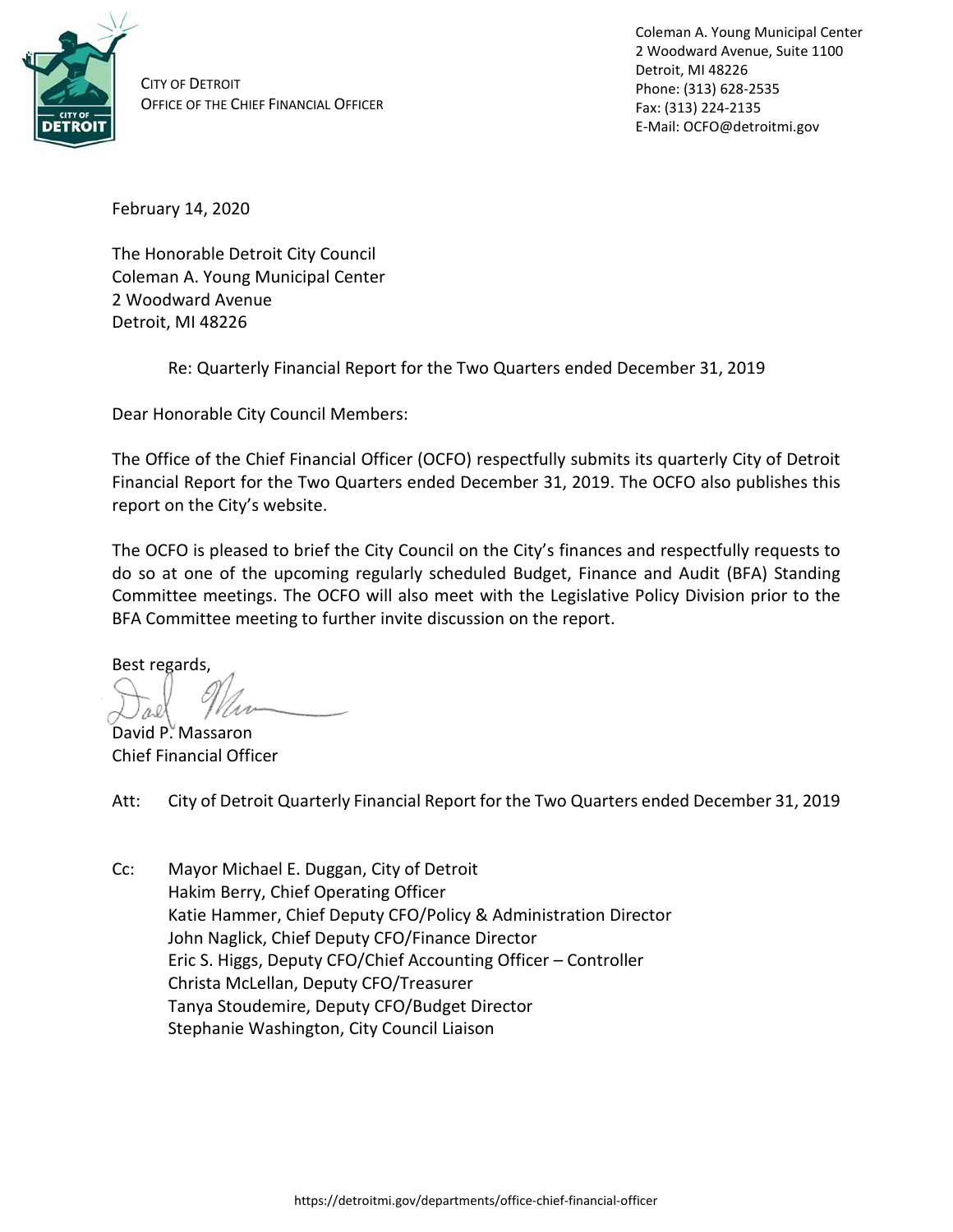CITY OF DETROIT
OFFICE OF THE CHIEF FINANCIAL OFFICER

Coleman A. Young Municipal Center
2 Woodward Avenue, Suite 1100
Detroit, MI 48226
Phone: (313) 628-2535
Fax: (313) 224-2135
E-Mail: OCFO@detroitmi.gov

February 14, 2020

The Honorable Detroit City Council
Coleman A. Young Municipal Center
2 Woodward Avenue
Detroit, MI 48226

Re: Quarterly Financial Report for the Two Quarters ended December 31, 2019

Dear Honorable City Council Members:

The Office of the Chief Financial Officer (OCFO) respectfully submits its quarterly City of Detroit Financial Report for the Two Quarters ended December 31, 2019. The OCFO also publishes this report on the City's website.

The OCFO is pleased to brief the City Council on the City's finances and respectfully requests to do so at one of the upcoming regularly scheduled Budget, Finance and Audit (BFA) Standing Committee meetings. The OCFO will also meet with the Legislative Policy Division prior to the BFA Committee meeting to further invite discussion on the report.

Best regards,

David P. Massaron
Chief Financial Officer

Att: City of Detroit Quarterly Financial Report for the Two Quarters ended December 31, 2019

Cc: Mayor Michael E. Duggan, City of Detroit
Hakim Berry, Chief Operating Officer
Katie Hammer, Chief Deputy CFO/Policy & Administration Director
John Naglick, Chief Deputy CFO/Finance Director
Eric S. Higgs, Deputy CFO/Chief Accounting Officer – Controller
Christa McLellan, Deputy CFO/Treasurer
Tanya Stoudemire, Deputy CFO/Budget Director
Stephanie Washington, City Council Liaison

https://detroitmi.gov/departments/office-chief-financial-officer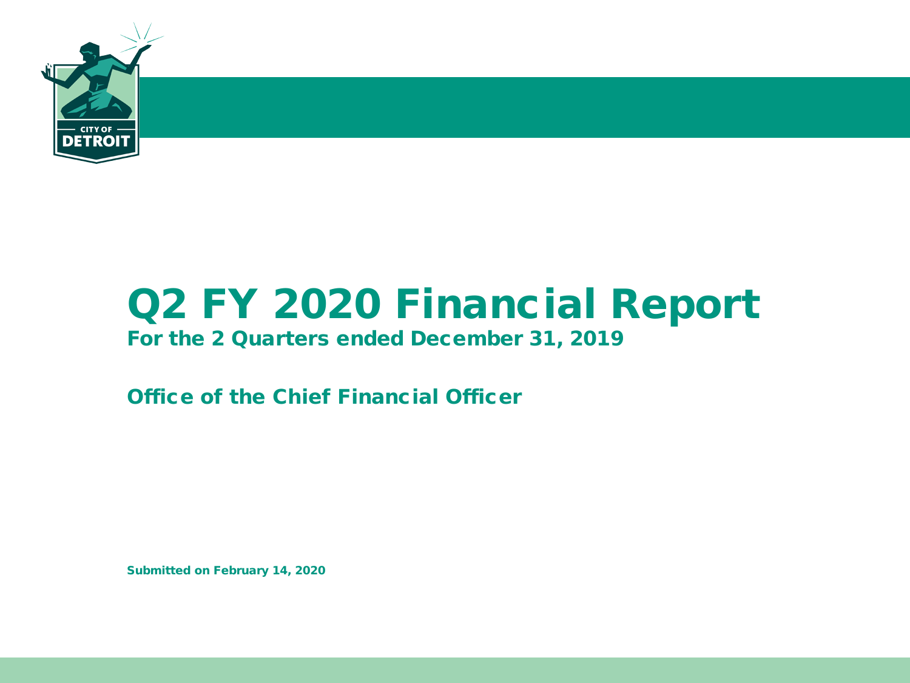# Q2 FY 2020 Financial Report

## For the 2 Quarters ended December 31, 2019

### Office of the Chief Financial Officer

**Submitted on February 14, 2020**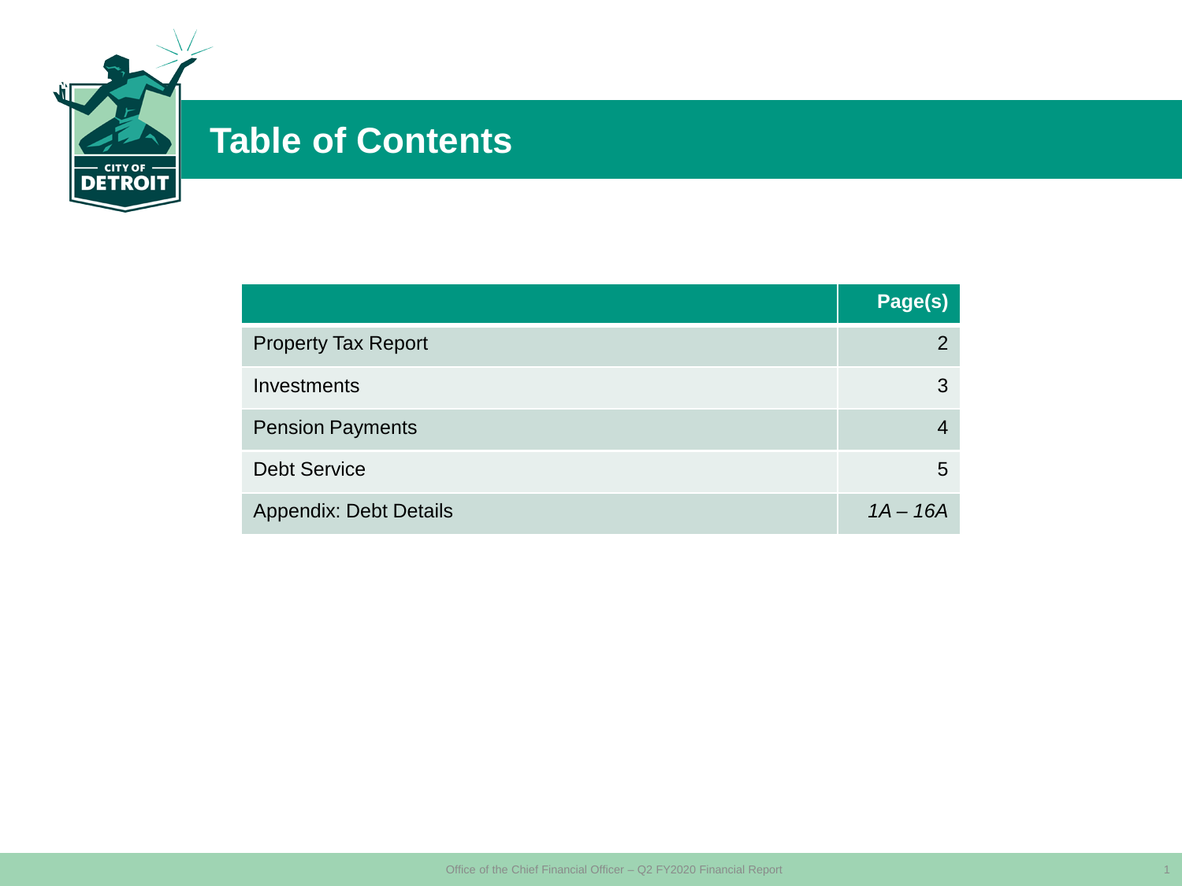# Table of Contents

| | Page(s) |
|---|---|
| Property Tax Report | 2 |
| Investments | 3 |
| Pension Payments | 4 |
| Debt Service | 5 |
| Appendix: Debt Details | *1A – 16A* |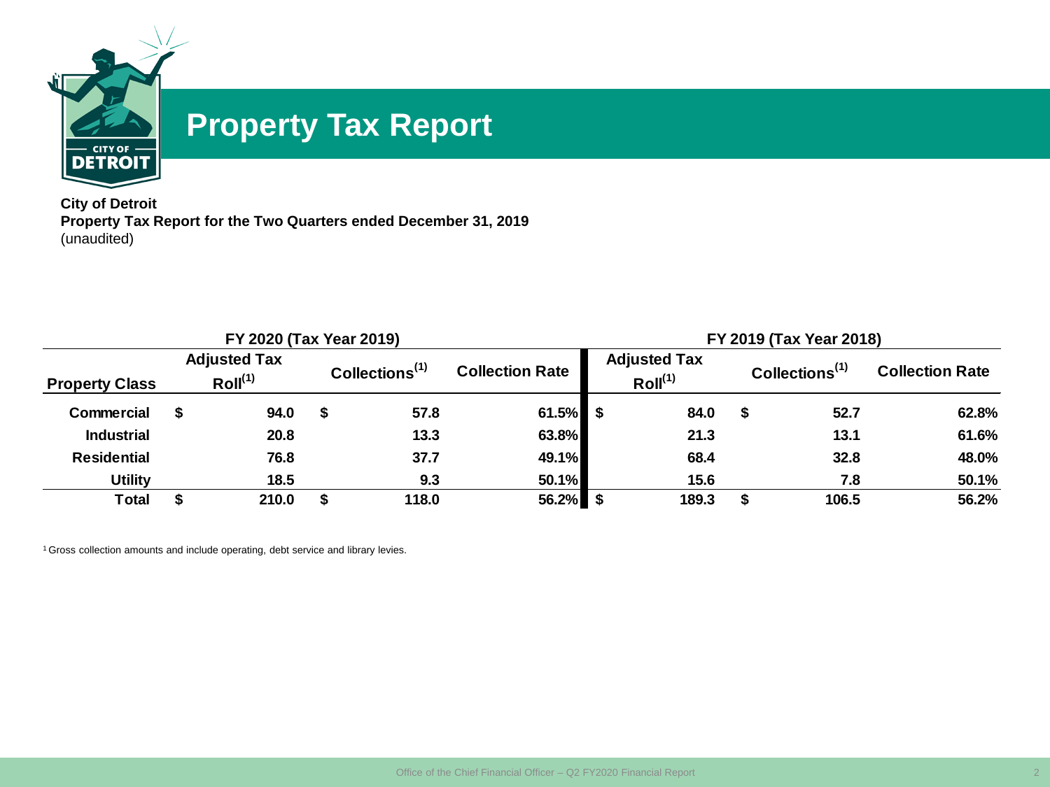# Property Tax Report

**City of Detroit**
**Property Tax Report for the Two Quarters ended December 31, 2019**
(unaudited)

| | FY 2020 (Tax Year 2019) | | | FY 2019 (Tax Year 2018) | | |
|---|---|---|---|---|---|---|
| **Property Class** | **Adjusted Tax Roll[1]** | **Collections[1]** | **Collection Rate** | **Adjusted Tax Roll[1]** | **Collections[1]** | **Collection Rate** |
| **Commercial** | **$ 94.0** | **$ 57.8** | **61.5%** | **$ 84.0** | **$ 52.7** | **62.8%** |
| **Industrial** | **20.8** | **13.3** | **63.8%** | **21.3** | **13.1** | **61.6%** |
| **Residential** | **76.8** | **37.7** | **49.1%** | **68.4** | **32.8** | **48.0%** |
| **Utility** | **18.5** | **9.3** | **50.1%** | **15.6** | **7.8** | **50.1%** |
| **Total** | **$ 210.0** | **$ 118.0** | **56.2%** | **$ 189.3** | **$ 106.5** | **56.2%** |

[1] Gross collection amounts and include operating, debt service and library levies.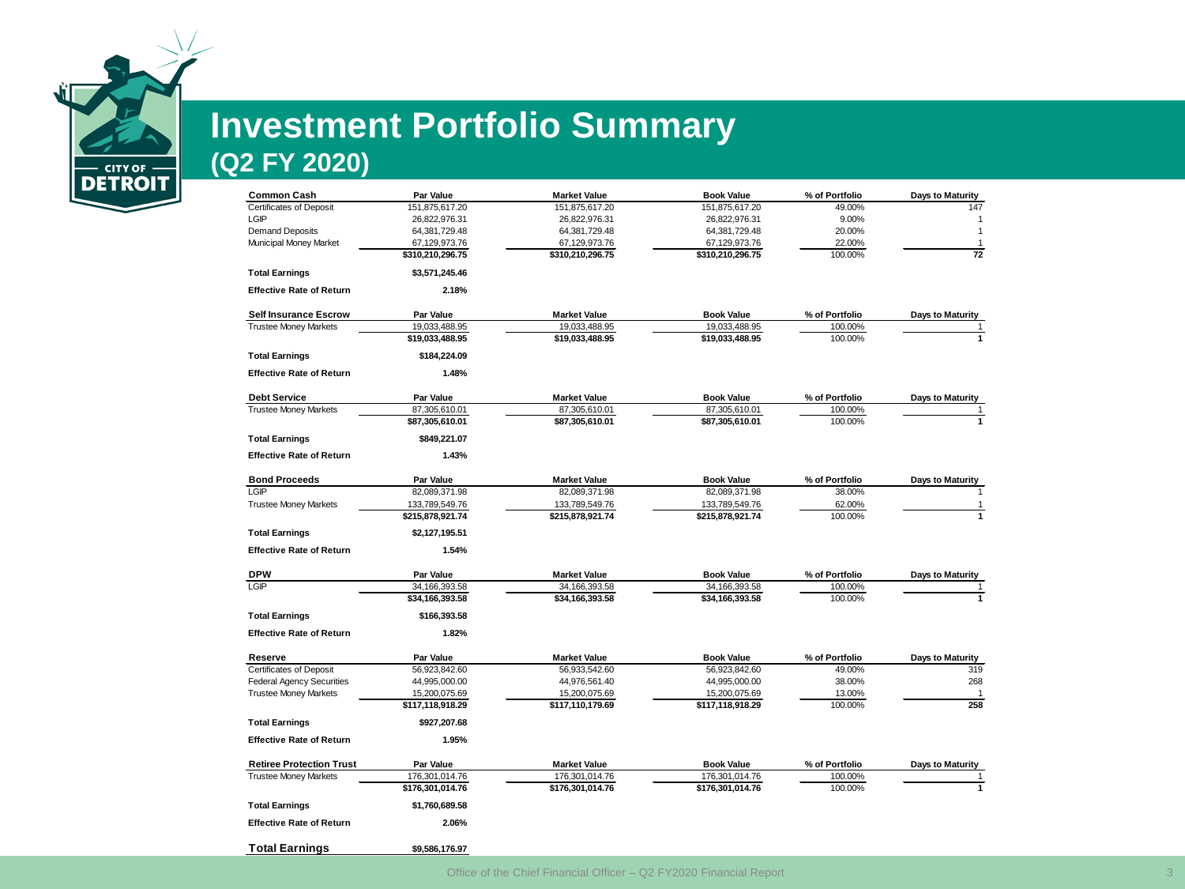# Investment Portfolio Summary
## (Q2 FY 2020)

| Common Cash | Par Value | Market Value | Book Value | % of Portfolio | Days to Maturity |
|---|---|---|---|---|---|
| Certificates of Deposit | 151,875,617.20 | 151,875,617.20 | 151,875,617.20 | 49.00% | 147 |
| LGIP | 26,822,976.31 | 26,822,976.31 | 26,822,976.31 | 9.00% | 1 |
| Demand Deposits | 64,381,729.48 | 64,381,729.48 | 64,381,729.48 | 20.00% | 1 |
| Municipal Money Market | 67,129,973.76 | 67,129,973.76 | 67,129,973.76 | 22.00% | 1 |
| | **$310,210,296.75** | **$310,210,296.75** | **$310,210,296.75** | 100.00% | **72** |
| **Total Earnings** | **$3,571,245.46** | | | | |
| **Effective Rate of Return** | **2.18%** | | | | |

| Self Insurance Escrow | Par Value | Market Value | Book Value | % of Portfolio | Days to Maturity |
|---|---|---|---|---|---|
| Trustee Money Markets | 19,033,488.95 | 19,033,488.95 | 19,033,488.95 | 100.00% | 1 |
| | **$19,033,488.95** | **$19,033,488.95** | **$19,033,488.95** | 100.00% | **1** |
| **Total Earnings** | **$184,224.09** | | | | |
| **Effective Rate of Return** | **1.48%** | | | | |

| Debt Service | Par Value | Market Value | Book Value | % of Portfolio | Days to Maturity |
|---|---|---|---|---|---|
| Trustee Money Markets | 87,305,610.01 | 87,305,610.01 | 87,305,610.01 | 100.00% | 1 |
| | **$87,305,610.01** | **$87,305,610.01** | **$87,305,610.01** | 100.00% | **1** |
| **Total Earnings** | **$849,221.07** | | | | |
| **Effective Rate of Return** | **1.43%** | | | | |

| Bond Proceeds | Par Value | Market Value | Book Value | % of Portfolio | Days to Maturity |
|---|---|---|---|---|---|
| LGIP | 82,089,371.98 | 82,089,371.98 | 82,089,371.98 | 38.00% | 1 |
| Trustee Money Markets | 133,789,549.76 | 133,789,549.76 | 133,789,549.76 | 62.00% | 1 |
| | **$215,878,921.74** | **$215,878,921.74** | **$215,878,921.74** | 100.00% | **1** |
| **Total Earnings** | **$2,127,195.51** | | | | |
| **Effective Rate of Return** | **1.54%** | | | | |

| DPW | Par Value | Market Value | Book Value | % of Portfolio | Days to Maturity |
|---|---|---|---|---|---|
| LGIP | 34,166,393.58 | 34,166,393.58 | 34,166,393.58 | 100.00% | 1 |
| | **$34,166,393.58** | **$34,166,393.58** | **$34,166,393.58** | 100.00% | **1** |
| **Total Earnings** | **$166,393.58** | | | | |
| **Effective Rate of Return** | **1.82%** | | | | |

| Reserve | Par Value | Market Value | Book Value | % of Portfolio | Days to Maturity |
|---|---|---|---|---|---|
| Certificates of Deposit | 56,923,842.60 | 56,933,542.60 | 56,923,842.60 | 49.00% | 319 |
| Federal Agency Securities | 44,995,000.00 | 44,976,561.40 | 44,995,000.00 | 38.00% | 268 |
| Trustee Money Markets | 15,200,075.69 | 15,200,075.69 | 15,200,075.69 | 13.00% | 1 |
| | **$117,118,918.29** | **$117,110,179.69** | **$117,118,918.29** | 100.00% | **258** |
| **Total Earnings** | **$927,207.68** | | | | |
| **Effective Rate of Return** | **1.95%** | | | | |

| Retiree Protection Trust | Par Value | Market Value | Book Value | % of Portfolio | Days to Maturity |
|---|---|---|---|---|---|
| Trustee Money Markets | 176,301,014.76 | 176,301,014.76 | 176,301,014.76 | 100.00% | 1 |
| | **$176,301,014.76** | **$176,301,014.76** | **$176,301,014.76** | 100.00% | **1** |
| **Total Earnings** | **$1,760,689.58** | | | | |
| **Effective Rate of Return** | **2.06%** | | | | |

| **Total Earnings** | **$9,586,176.97** |
|---|---|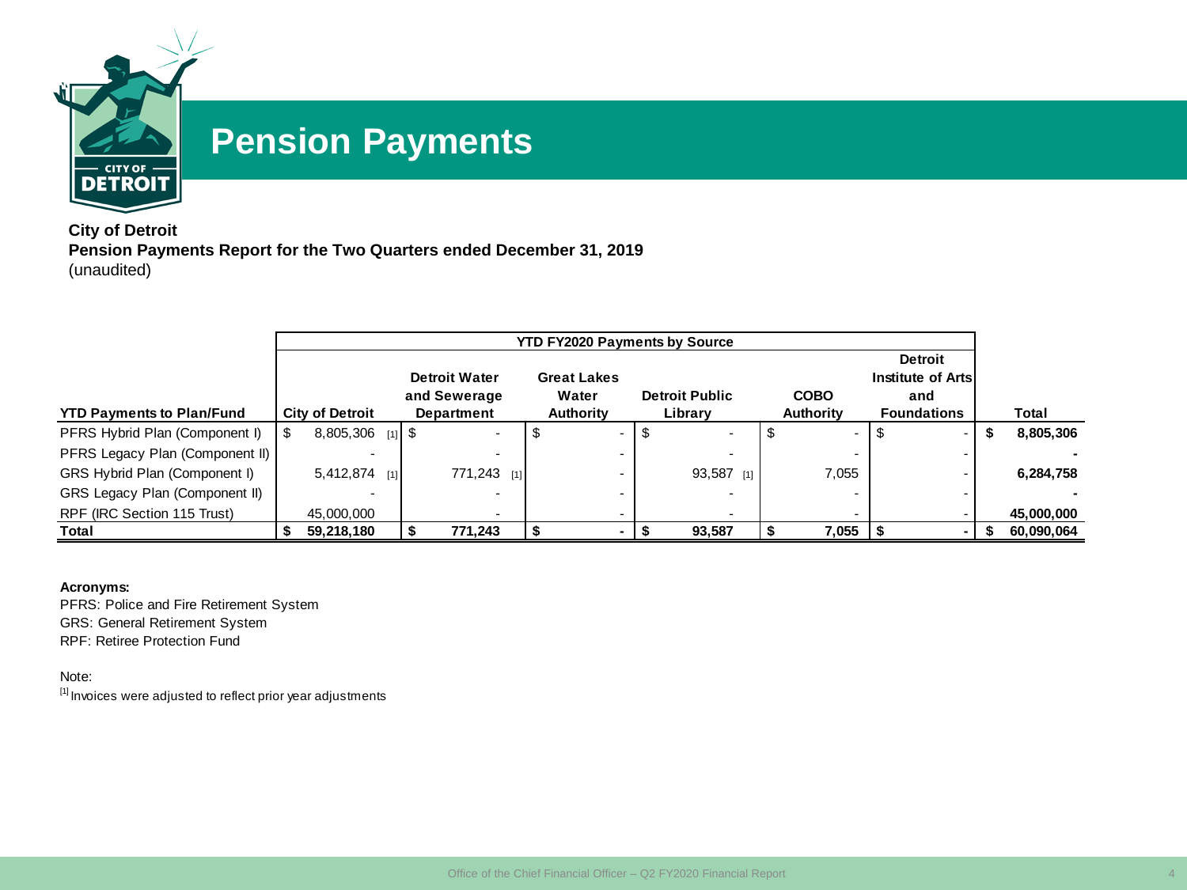# Pension Payments

**City of Detroit**
**Pension Payments Report for the Two Quarters ended December 31, 2019**
(unaudited)

| | YTD FY2020 Payments by Source | | | | | | |
|---|---|---|---|---|---|---|---|
| **YTD Payments to Plan/Fund** | **City of Detroit** | **Detroit Water and Sewerage Department** | **Great Lakes Water Authority** | **Detroit Public Library** | **COBO Authority** | **Detroit Institute of Arts and Foundations** | **Total** |
| PFRS Hybrid Plan (Component I) | $ 8,805,306 [1] | $ - | $ - | $ - | $ - | $ - | **$ 8,805,306** |
| PFRS Legacy Plan (Component II) | - | - | - | - | - | - | **-** |
| GRS Hybrid Plan (Component I) | 5,412,874 [1] | 771,243 [1] | - | 93,587 [1] | 7,055 | - | **6,284,758** |
| GRS Legacy Plan (Component II) | - | - | - | - | - | - | **-** |
| RPF (IRC Section 115 Trust) | 45,000,000 | - | - | - | - | - | **45,000,000** |
| **Total** | **$ 59,218,180** | **$ 771,243** | **$ -** | **$ 93,587** | **$ 7,055** | **$ -** | **$ 60,090,064** |

**Acronyms:**
PFRS: Police and Fire Retirement System
GRS: General Retirement System
RPF: Retiree Protection Fund

Note:
[1] Invoices were adjusted to reflect prior year adjustments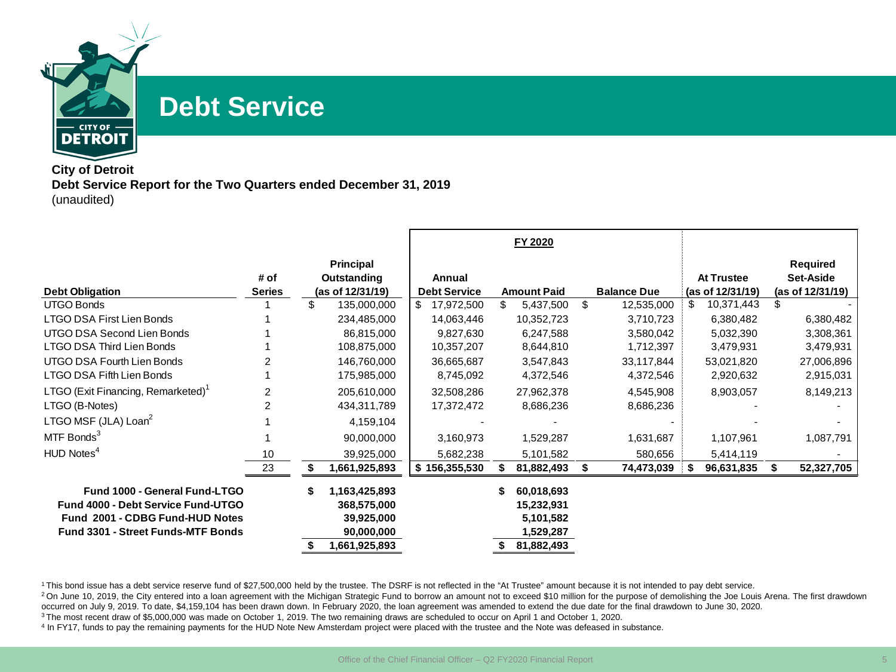# Debt Service

**City of Detroit**
**Debt Service Report for the Two Quarters ended December 31, 2019**
(unaudited)

| Debt Obligation | # of Series | Principal Outstanding (as of 12/31/19) | FY 2020 Annual Debt Service | FY 2020 Amount Paid | FY 2020 Balance Due | At Trustee (as of 12/31/19) | Required Set-Aside (as of 12/31/19) |
|---|---|---|---|---|---|---|---|
| UTGO Bonds | 1 | $ 135,000,000 | $ 17,972,500 | $ 5,437,500 | $ 12,535,000 | $ 10,371,443 | $ - |
| LTGO DSA First Lien Bonds | 1 | 234,485,000 | 14,063,446 | 10,352,723 | 3,710,723 | 6,380,482 | 6,380,482 |
| UTGO DSA Second Lien Bonds | 1 | 86,815,000 | 9,827,630 | 6,247,588 | 3,580,042 | 5,032,390 | 3,308,361 |
| LTGO DSA Third Lien Bonds | 1 | 108,875,000 | 10,357,207 | 8,644,810 | 1,712,397 | 3,479,931 | 3,479,931 |
| UTGO DSA Fourth Lien Bonds | 2 | 146,760,000 | 36,665,687 | 3,547,843 | 33,117,844 | 53,021,820 | 27,006,896 |
| LTGO DSA Fifth Lien Bonds | 1 | 175,985,000 | 8,745,092 | 4,372,546 | 4,372,546 | 2,920,632 | 2,915,031 |
| LTGO (Exit Financing, Remarketed)[1] | 2 | 205,610,000 | 32,508,286 | 27,962,378 | 4,545,908 | 8,903,057 | 8,149,213 |
| LTGO (B-Notes) | 2 | 434,311,789 | 17,372,472 | 8,686,236 | 8,686,236 | - | - |
| LTGO MSF (JLA) Loan[2] | 1 | 4,159,104 | - | - | - | - | - |
| MTF Bonds[3] | 1 | 90,000,000 | 3,160,973 | 1,529,287 | 1,631,687 | 1,107,961 | 1,087,791 |
| HUD Notes[4] | 10 | 39,925,000 | 5,682,238 | 5,101,582 | 580,656 | 5,414,119 | - |
| | 23 | **$ 1,661,925,893** | **$ 156,355,530** | **$ 81,882,493** | **$ 74,473,039** | **$ 96,631,835** | **$ 52,327,705** |

| Fund | Principal Outstanding (as of 12/31/19) | Amount Paid |
|---|---|---|
| **Fund 1000 - General Fund-LTGO** | **$ 1,163,425,893** | **$ 60,018,693** |
| **Fund 4000 - Debt Service Fund-UTGO** | **368,575,000** | **15,232,931** |
| **Fund 2001 - CDBG Fund-HUD Notes** | **39,925,000** | **5,101,582** |
| **Fund 3301 - Street Funds-MTF Bonds** | **90,000,000** | **1,529,287** |
| | **$ 1,661,925,893** | **$ 81,882,493** |

[1] This bond issue has a debt service reserve fund of $27,500,000 held by the trustee. The DSRF is not reflected in the "At Trustee" amount because it is not intended to pay debt service.
[2] On June 10, 2019, the City entered into a loan agreement with the Michigan Strategic Fund to borrow an amount not to exceed $10 million for the purpose of demolishing the Joe Louis Arena. The first drawdown occurred on July 9, 2019. To date, $4,159,104 has been drawn down. In February 2020, the loan agreement was amended to extend the due date for the final drawdown to June 30, 2020.
[3] The most recent draw of $5,000,000 was made on October 1, 2019. The two remaining draws are scheduled to occur on April 1 and October 1, 2020.
[4] In FY17, funds to pay the remaining payments for the HUD Note New Amsterdam project were placed with the trustee and the Note was defeased in substance.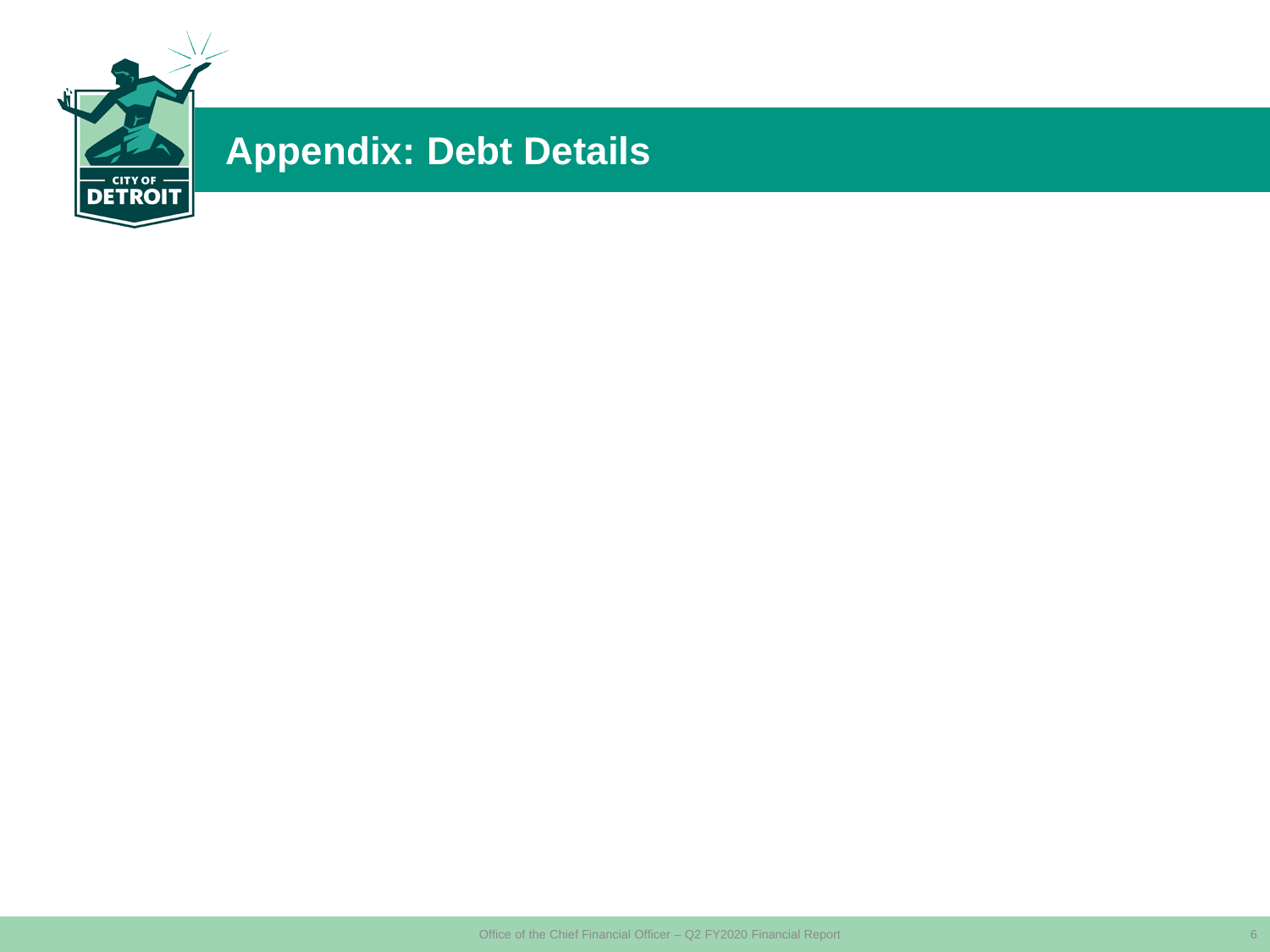# Appendix: Debt Details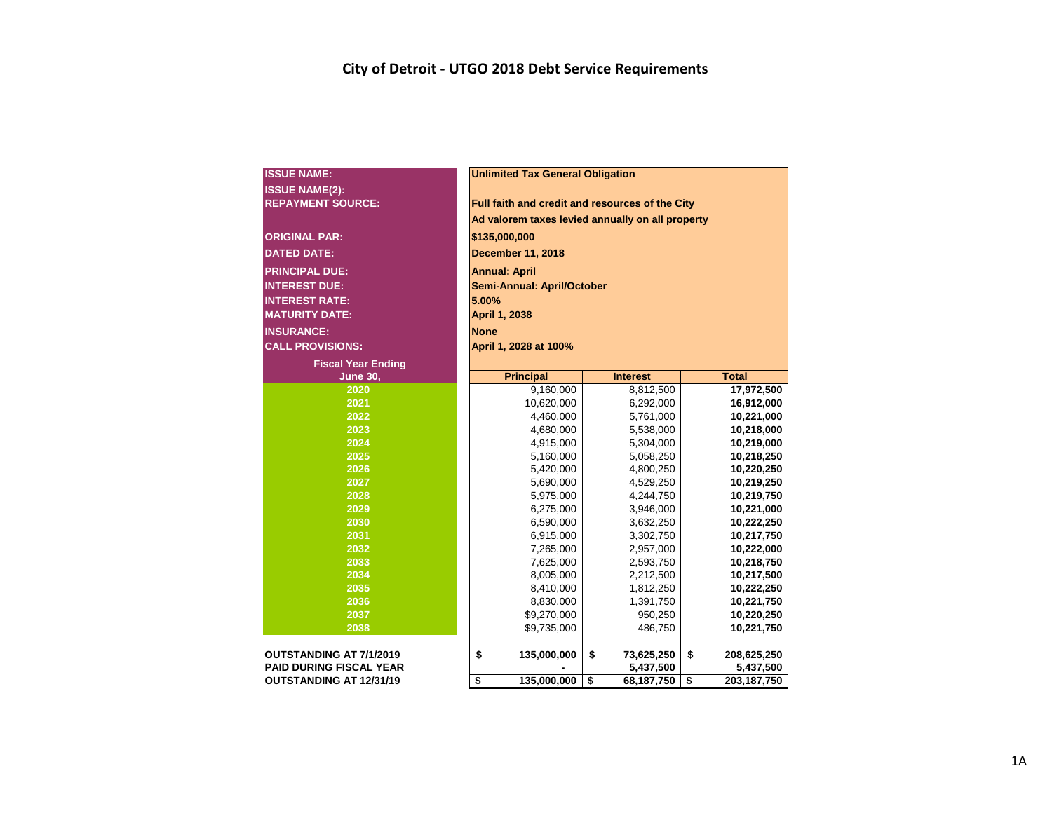# City of Detroit - UTGO 2018 Debt Service Requirements

| | |
|---|---|
| **ISSUE NAME:** | **Unlimited Tax General Obligation** |
| **ISSUE NAME(2):** | |
| **REPAYMENT SOURCE:** | **Full faith and credit and resources of the City** |
| | **Ad valorem taxes levied annually on all property** |
| **ORIGINAL PAR:** | **$135,000,000** |
| **DATED DATE:** | **December 11, 2018** |
| **PRINCIPAL DUE:** | **Annual: April** |
| **INTEREST DUE:** | **Semi-Annual: April/October** |
| **INTEREST RATE:** | **5.00%** |
| **MATURITY DATE:** | **April 1, 2038** |
| **INSURANCE:** | **None** |
| **CALL PROVISIONS:** | **April 1, 2028 at 100%** |

| Fiscal Year Ending June 30, | Principal | Interest | Total |
|---|---|---|---|
| 2020 | 9,160,000 | 8,812,500 | **17,972,500** |
| 2021 | 10,620,000 | 6,292,000 | **16,912,000** |
| 2022 | 4,460,000 | 5,761,000 | **10,221,000** |
| 2023 | 4,680,000 | 5,538,000 | **10,218,000** |
| 2024 | 4,915,000 | 5,304,000 | **10,219,000** |
| 2025 | 5,160,000 | 5,058,250 | **10,218,250** |
| 2026 | 5,420,000 | 4,800,250 | **10,220,250** |
| 2027 | 5,690,000 | 4,529,250 | **10,219,250** |
| 2028 | 5,975,000 | 4,244,750 | **10,219,750** |
| 2029 | 6,275,000 | 3,946,000 | **10,221,000** |
| 2030 | 6,590,000 | 3,632,250 | **10,222,250** |
| 2031 | 6,915,000 | 3,302,750 | **10,217,750** |
| 2032 | 7,265,000 | 2,957,000 | **10,222,000** |
| 2033 | 7,625,000 | 2,593,750 | **10,218,750** |
| 2034 | 8,005,000 | 2,212,500 | **10,217,500** |
| 2035 | 8,410,000 | 1,812,250 | **10,222,250** |
| 2036 | 8,830,000 | 1,391,750 | **10,221,750** |
| 2037 | $9,270,000 | 950,250 | **10,220,250** |
| 2038 | $9,735,000 | 486,750 | **10,221,750** |
| **OUTSTANDING AT 7/1/2019** | **$ 135,000,000** | **$ 73,625,250** | **$ 208,625,250** |
| **PAID DURING FISCAL YEAR** | **-** | **5,437,500** | **5,437,500** |
| **OUTSTANDING AT 12/31/19** | **$ 135,000,000** | **$ 68,187,750** | **$ 203,187,750** |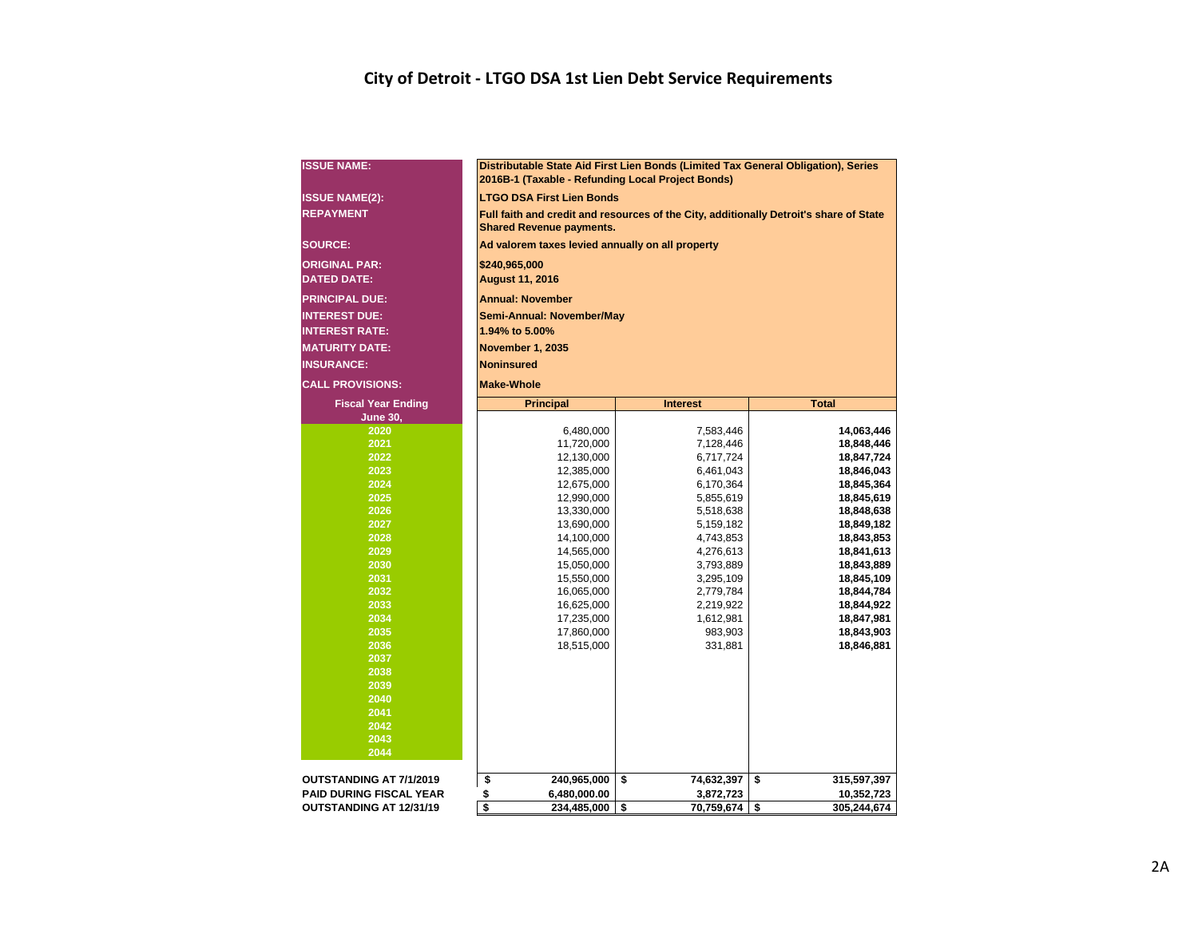# City of Detroit - LTGO DSA 1st Lien Debt Service Requirements

| | |
|---|---|
| **ISSUE NAME:** | **Distributable State Aid First Lien Bonds (Limited Tax General Obligation), Series 2016B-1 (Taxable - Refunding Local Project Bonds)** |
| **ISSUE NAME(2):** | **LTGO DSA First Lien Bonds** |
| **REPAYMENT** | **Full faith and credit and resources of the City, additionally Detroit's share of State Shared Revenue payments.** |
| **SOURCE:** | **Ad valorem taxes levied annually on all property** |
| **ORIGINAL PAR:** | **$240,965,000** |
| **DATED DATE:** | **August 11, 2016** |
| **PRINCIPAL DUE:** | **Annual: November** |
| **INTEREST DUE:** | **Semi-Annual: November/May** |
| **INTEREST RATE:** | **1.94% to 5.00%** |
| **MATURITY DATE:** | **November 1, 2035** |
| **INSURANCE:** | **Noninsured** |
| **CALL PROVISIONS:** | **Make-Whole** |

| Fiscal Year Ending June 30, | Principal | Interest | Total |
|---|---|---|---|
| 2020 | 6,480,000 | 7,583,446 | **14,063,446** |
| 2021 | 11,720,000 | 7,128,446 | **18,848,446** |
| 2022 | 12,130,000 | 6,717,724 | **18,847,724** |
| 2023 | 12,385,000 | 6,461,043 | **18,846,043** |
| 2024 | 12,675,000 | 6,170,364 | **18,845,364** |
| 2025 | 12,990,000 | 5,855,619 | **18,845,619** |
| 2026 | 13,330,000 | 5,518,638 | **18,848,638** |
| 2027 | 13,690,000 | 5,159,182 | **18,849,182** |
| 2028 | 14,100,000 | 4,743,853 | **18,843,853** |
| 2029 | 14,565,000 | 4,276,613 | **18,841,613** |
| 2030 | 15,050,000 | 3,793,889 | **18,843,889** |
| 2031 | 15,550,000 | 3,295,109 | **18,845,109** |
| 2032 | 16,065,000 | 2,779,784 | **18,844,784** |
| 2033 | 16,625,000 | 2,219,922 | **18,844,922** |
| 2034 | 17,235,000 | 1,612,981 | **18,847,981** |
| 2035 | 17,860,000 | 983,903 | **18,843,903** |
| 2036 | 18,515,000 | 331,881 | **18,846,881** |
| 2037 | | | |
| 2038 | | | |
| 2039 | | | |
| 2040 | | | |
| 2041 | | | |
| 2042 | | | |
| 2043 | | | |
| 2044 | | | |
| **OUTSTANDING AT 7/1/2019** | **$ 240,965,000** | **$ 74,632,397** | **$ 315,597,397** |
| **PAID DURING FISCAL YEAR** | **$ 6,480,000.00** | **3,872,723** | **10,352,723** |
| **OUTSTANDING AT 12/31/19** | **$ 234,485,000** | **$ 70,759,674** | **$ 305,244,674** |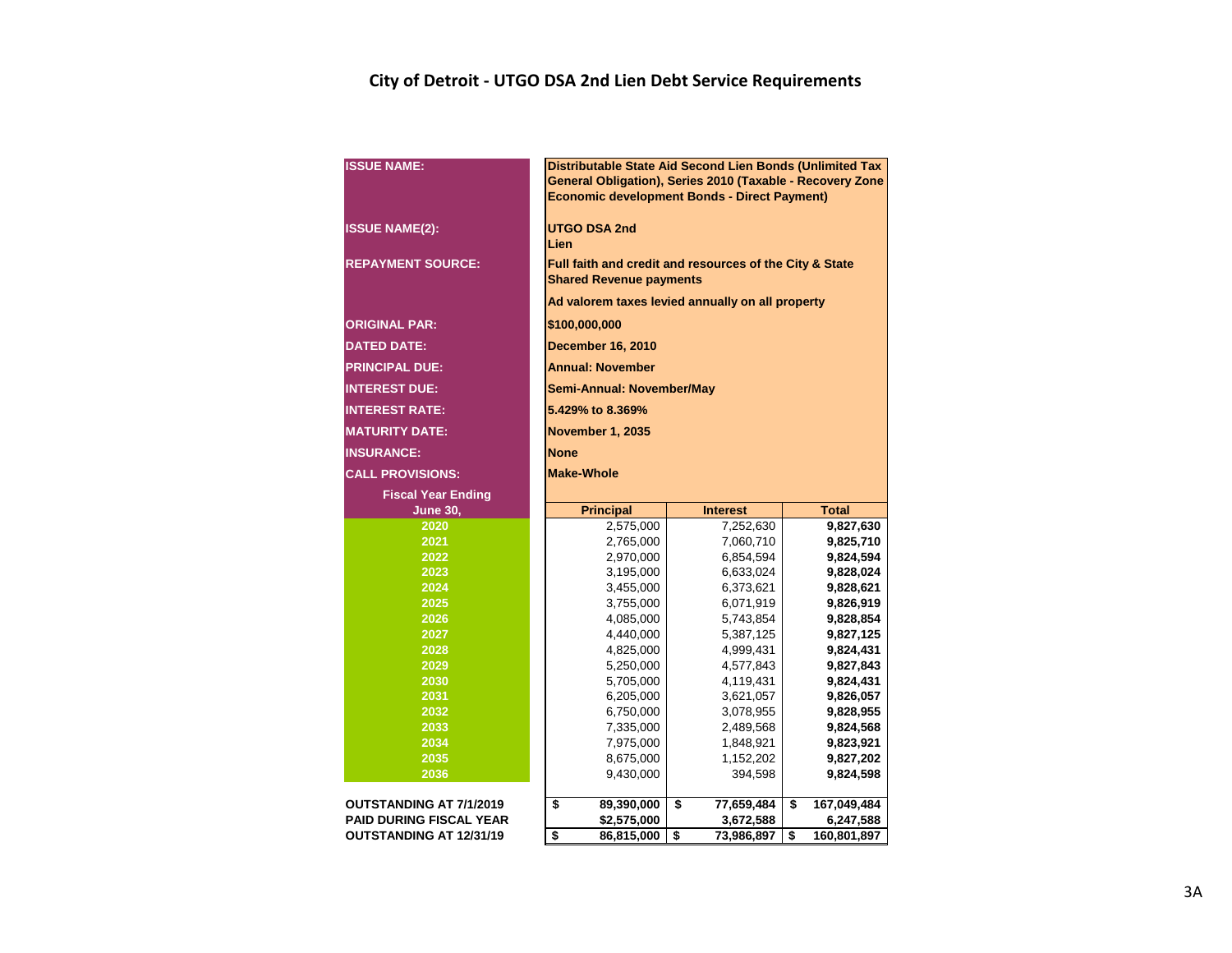# City of Detroit - UTGO DSA 2nd Lien Debt Service Requirements

| | |
|---|---|
| **ISSUE NAME:** | **Distributable State Aid Second Lien Bonds (Unlimited Tax General Obligation), Series 2010 (Taxable - Recovery Zone Economic development Bonds - Direct Payment)** |
| **ISSUE NAME(2):** | **UTGO DSA 2nd Lien** |
| **REPAYMENT SOURCE:** | **Full faith and credit and resources of the City & State Shared Revenue payments** |
| | **Ad valorem taxes levied annually on all property** |
| **ORIGINAL PAR:** | **$100,000,000** |
| **DATED DATE:** | **December 16, 2010** |
| **PRINCIPAL DUE:** | **Annual: November** |
| **INTEREST DUE:** | **Semi-Annual: November/May** |
| **INTEREST RATE:** | **5.429% to 8.369%** |
| **MATURITY DATE:** | **November 1, 2035** |
| **INSURANCE:** | **None** |
| **CALL PROVISIONS:** | **Make-Whole** |

| Fiscal Year Ending June 30, | Principal | Interest | Total |
|---|---|---|---|
| 2020 | 2,575,000 | 7,252,630 | **9,827,630** |
| 2021 | 2,765,000 | 7,060,710 | **9,825,710** |
| 2022 | 2,970,000 | 6,854,594 | **9,824,594** |
| 2023 | 3,195,000 | 6,633,024 | **9,828,024** |
| 2024 | 3,455,000 | 6,373,621 | **9,828,621** |
| 2025 | 3,755,000 | 6,071,919 | **9,826,919** |
| 2026 | 4,085,000 | 5,743,854 | **9,828,854** |
| 2027 | 4,440,000 | 5,387,125 | **9,827,125** |
| 2028 | 4,825,000 | 4,999,431 | **9,824,431** |
| 2029 | 5,250,000 | 4,577,843 | **9,827,843** |
| 2030 | 5,705,000 | 4,119,431 | **9,824,431** |
| 2031 | 6,205,000 | 3,621,057 | **9,826,057** |
| 2032 | 6,750,000 | 3,078,955 | **9,828,955** |
| 2033 | 7,335,000 | 2,489,568 | **9,824,568** |
| 2034 | 7,975,000 | 1,848,921 | **9,823,921** |
| 2035 | 8,675,000 | 1,152,202 | **9,827,202** |
| 2036 | 9,430,000 | 394,598 | **9,824,598** |
| **OUTSTANDING AT 7/1/2019** | **$ 89,390,000** | **$ 77,659,484** | **$ 167,049,484** |
| **PAID DURING FISCAL YEAR** | **$2,575,000** | **3,672,588** | **6,247,588** |
| **OUTSTANDING AT 12/31/19** | **$ 86,815,000** | **$ 73,986,897** | **$ 160,801,897** |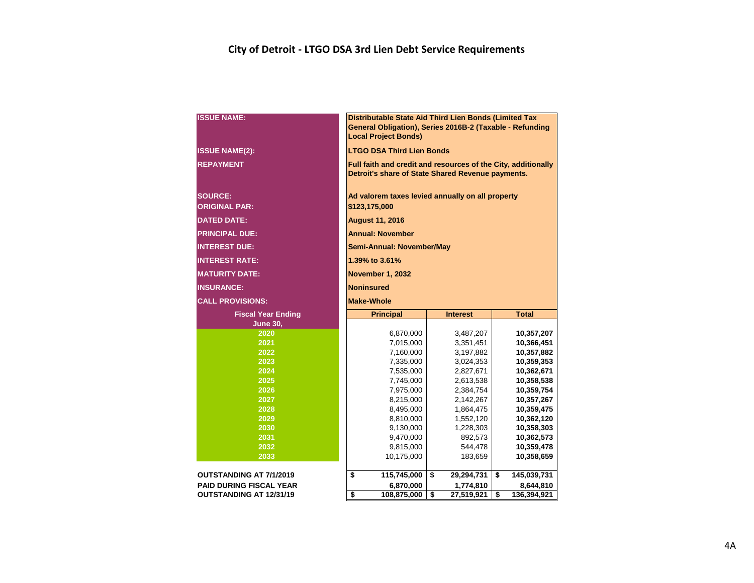## City of Detroit - LTGO DSA 3rd Lien Debt Service Requirements

| | |
|---|---|
| **ISSUE NAME:** | **Distributable State Aid Third Lien Bonds (Limited Tax General Obligation), Series 2016B-2 (Taxable - Refunding Local Project Bonds)** |
| **ISSUE NAME(2):** | **LTGO DSA Third Lien Bonds** |
| **REPAYMENT** | **Full faith and credit and resources of the City, additionally Detroit's share of State Shared Revenue payments.** |
| **SOURCE:** | **Ad valorem taxes levied annually on all property** |
| **ORIGINAL PAR:** | **$123,175,000** |
| **DATED DATE:** | **August 11, 2016** |
| **PRINCIPAL DUE:** | **Annual: November** |
| **INTEREST DUE:** | **Semi-Annual: November/May** |
| **INTEREST RATE:** | **1.39% to 3.61%** |
| **MATURITY DATE:** | **November 1, 2032** |
| **INSURANCE:** | **Noninsured** |
| **CALL PROVISIONS:** | **Make-Whole** |

| Fiscal Year Ending June 30, | Principal | Interest | Total |
|---|---|---|---|
| 2020 | 6,870,000 | 3,487,207 | **10,357,207** |
| 2021 | 7,015,000 | 3,351,451 | **10,366,451** |
| 2022 | 7,160,000 | 3,197,882 | **10,357,882** |
| 2023 | 7,335,000 | 3,024,353 | **10,359,353** |
| 2024 | 7,535,000 | 2,827,671 | **10,362,671** |
| 2025 | 7,745,000 | 2,613,538 | **10,358,538** |
| 2026 | 7,975,000 | 2,384,754 | **10,359,754** |
| 2027 | 8,215,000 | 2,142,267 | **10,357,267** |
| 2028 | 8,495,000 | 1,864,475 | **10,359,475** |
| 2029 | 8,810,000 | 1,552,120 | **10,362,120** |
| 2030 | 9,130,000 | 1,228,303 | **10,358,303** |
| 2031 | 9,470,000 | 892,573 | **10,362,573** |
| 2032 | 9,815,000 | 544,478 | **10,359,478** |
| 2033 | 10,175,000 | 183,659 | **10,358,659** |
| **OUTSTANDING AT 7/1/2019** | **$ 115,745,000** | **$ 29,294,731** | **$ 145,039,731** |
| **PAID DURING FISCAL YEAR** | **6,870,000** | **1,774,810** | **8,644,810** |
| **OUTSTANDING AT 12/31/19** | **$ 108,875,000** | **$ 27,519,921** | **$ 136,394,921** |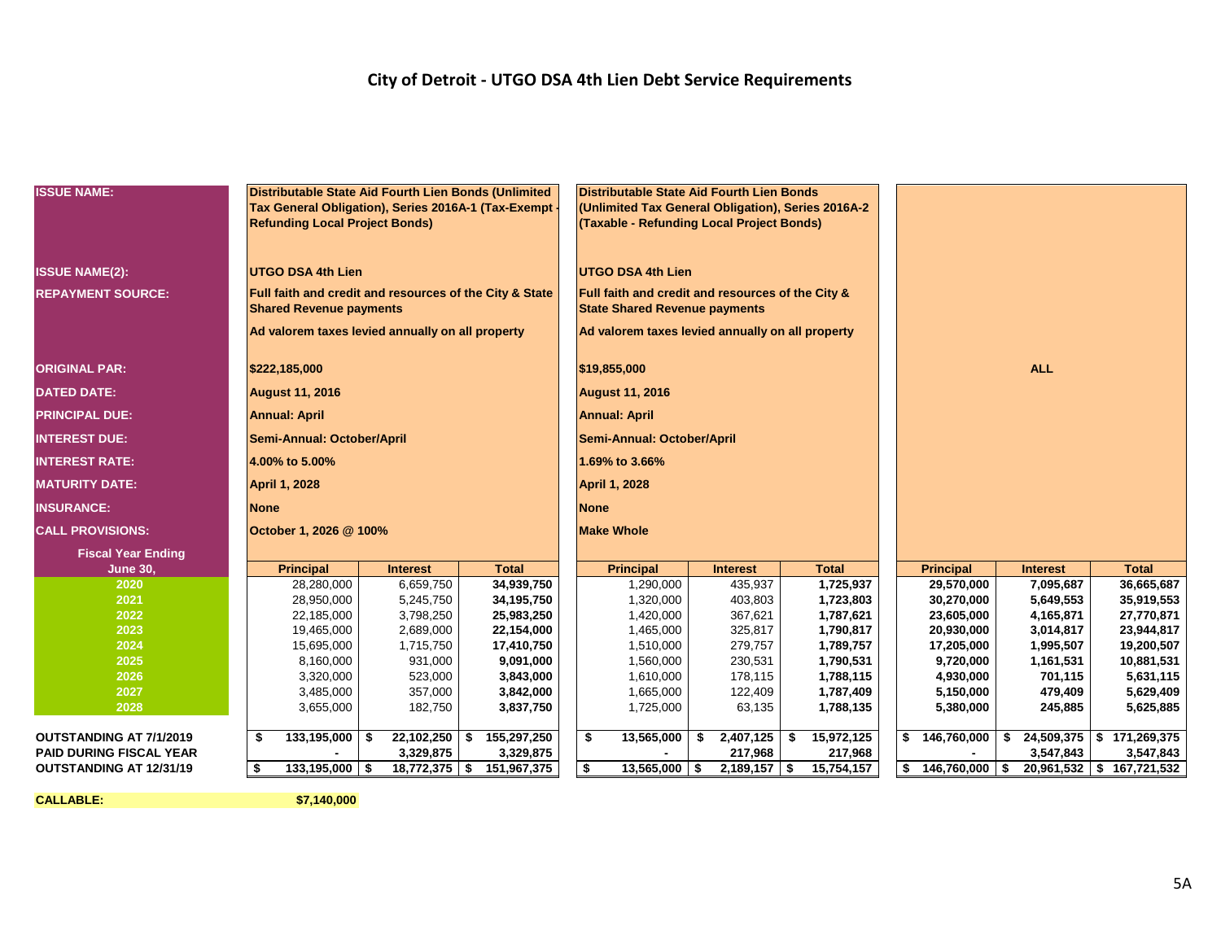# City of Detroit - UTGO DSA 4th Lien Debt Service Requirements

| ISSUE NAME: | Distributable State Aid Fourth Lien Bonds (Unlimited Tax General Obligation), Series 2016A-1 (Tax-Exempt - Refunding Local Project Bonds) | | | Distributable State Aid Fourth Lien Bonds (Unlimited Tax General Obligation), Series 2016A-2 (Taxable - Refunding Local Project Bonds) | | | | | |
|---|---|---|---|---|---|---|---|---|---|
| ISSUE NAME(2): | UTGO DSA 4th Lien | | | UTGO DSA 4th Lien | | | | | |
| REPAYMENT SOURCE: | Full faith and credit and resources of the City & State Shared Revenue payments | | | Full faith and credit and resources of the City & State Shared Revenue payments | | | | | |
| | Ad valorem taxes levied annually on all property | | | Ad valorem taxes levied annually on all property | | | | | |
| ORIGINAL PAR: | $222,185,000 | | | $19,855,000 | | | | ALL | |
| DATED DATE: | August 11, 2016 | | | August 11, 2016 | | | | | |
| PRINCIPAL DUE: | Annual: April | | | Annual: April | | | | | |
| INTEREST DUE: | Semi-Annual: October/April | | | Semi-Annual: October/April | | | | | |
| INTEREST RATE: | 4.00% to 5.00% | | | 1.69% to 3.66% | | | | | |
| MATURITY DATE: | April 1, 2028 | | | April 1, 2028 | | | | | |
| INSURANCE: | None | | | None | | | | | |
| CALL PROVISIONS: | October 1, 2026 @ 100% | | | Make Whole | | | | | |
| **Fiscal Year Ending June 30,** | **Principal** | **Interest** | **Total** | **Principal** | **Interest** | **Total** | **Principal** | **Interest** | **Total** |
| 2020 | 28,280,000 | 6,659,750 | 34,939,750 | 1,290,000 | 435,937 | 1,725,937 | 29,570,000 | 7,095,687 | 36,665,687 |
| 2021 | 28,950,000 | 5,245,750 | 34,195,750 | 1,320,000 | 403,803 | 1,723,803 | 30,270,000 | 5,649,553 | 35,919,553 |
| 2022 | 22,185,000 | 3,798,250 | 25,983,250 | 1,420,000 | 367,621 | 1,787,621 | 23,605,000 | 4,165,871 | 27,770,871 |
| 2023 | 19,465,000 | 2,689,000 | 22,154,000 | 1,465,000 | 325,817 | 1,790,817 | 20,930,000 | 3,014,817 | 23,944,817 |
| 2024 | 15,695,000 | 1,715,750 | 17,410,750 | 1,510,000 | 279,757 | 1,789,757 | 17,205,000 | 1,995,507 | 19,200,507 |
| 2025 | 8,160,000 | 931,000 | 9,091,000 | 1,560,000 | 230,531 | 1,790,531 | 9,720,000 | 1,161,531 | 10,881,531 |
| 2026 | 3,320,000 | 523,000 | 3,843,000 | 1,610,000 | 178,115 | 1,788,115 | 4,930,000 | 701,115 | 5,631,115 |
| 2027 | 3,485,000 | 357,000 | 3,842,000 | 1,665,000 | 122,409 | 1,787,409 | 5,150,000 | 479,409 | 5,629,409 |
| 2028 | 3,655,000 | 182,750 | 3,837,750 | 1,725,000 | 63,135 | 1,788,135 | 5,380,000 | 245,885 | 5,625,885 |
| **OUTSTANDING AT 7/1/2019** | $ 133,195,000 | $ 22,102,250 | $ 155,297,250 | $ 13,565,000 | $ 2,407,125 | $ 15,972,125 | $ 146,760,000 | $ 24,509,375 | $ 171,269,375 |
| **PAID DURING FISCAL YEAR** | - | 3,329,875 | 3,329,875 | - | 217,968 | 217,968 | - | 3,547,843 | 3,547,843 |
| **OUTSTANDING AT 12/31/19** | $ 133,195,000 | $ 18,772,375 | $ 151,967,375 | $ 13,565,000 | $ 2,189,157 | $ 15,754,157 | $ 146,760,000 | $ 20,961,532 | $ 167,721,532 |

**CALLABLE:** $7,140,000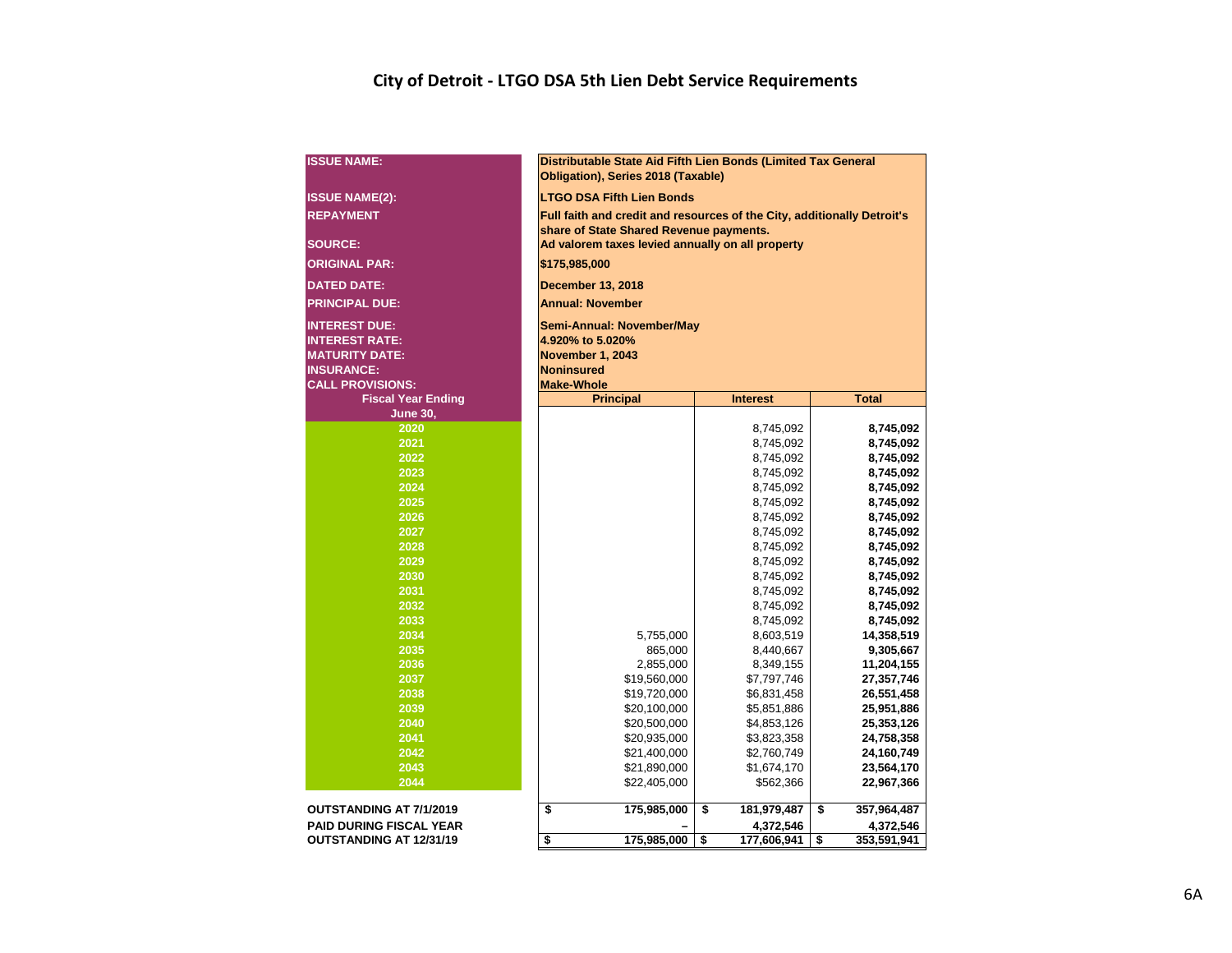# City of Detroit - LTGO DSA 5th Lien Debt Service Requirements

| | | | |
|---|---|---|---|
| **ISSUE NAME:** | **Distributable State Aid Fifth Lien Bonds (Limited Tax General Obligation), Series 2018 (Taxable)** | | |
| **ISSUE NAME(2):** | **LTGO DSA Fifth Lien Bonds** | | |
| **REPAYMENT** | **Full faith and credit and resources of the City, additionally Detroit's share of State Shared Revenue payments.** | | |
| **SOURCE:** | **Ad valorem taxes levied annually on all property** | | |
| **ORIGINAL PAR:** | **$175,985,000** | | |
| **DATED DATE:** | **December 13, 2018** | | |
| **PRINCIPAL DUE:** | **Annual: November** | | |
| **INTEREST DUE:** | **Semi-Annual: November/May** | | |
| **INTEREST RATE:** | **4.920% to 5.020%** | | |
| **MATURITY DATE:** | **November 1, 2043** | | |
| **INSURANCE:** | **Noninsured** | | |
| **CALL PROVISIONS:** | **Make-Whole** | | |
| **Fiscal Year Ending June 30,** | **Principal** | **Interest** | **Total** |
| **2020** | | 8,745,092 | **8,745,092** |
| **2021** | | 8,745,092 | **8,745,092** |
| **2022** | | 8,745,092 | **8,745,092** |
| **2023** | | 8,745,092 | **8,745,092** |
| **2024** | | 8,745,092 | **8,745,092** |
| **2025** | | 8,745,092 | **8,745,092** |
| **2026** | | 8,745,092 | **8,745,092** |
| **2027** | | 8,745,092 | **8,745,092** |
| **2028** | | 8,745,092 | **8,745,092** |
| **2029** | | 8,745,092 | **8,745,092** |
| **2030** | | 8,745,092 | **8,745,092** |
| **2031** | | 8,745,092 | **8,745,092** |
| **2032** | | 8,745,092 | **8,745,092** |
| **2033** | | 8,745,092 | **8,745,092** |
| **2034** | 5,755,000 | 8,603,519 | **14,358,519** |
| **2035** | 865,000 | 8,440,667 | **9,305,667** |
| **2036** | 2,855,000 | 8,349,155 | **11,204,155** |
| **2037** | $19,560,000 | $7,797,746 | **27,357,746** |
| **2038** | $19,720,000 | $6,831,458 | **26,551,458** |
| **2039** | $20,100,000 | $5,851,886 | **25,951,886** |
| **2040** | $20,500,000 | $4,853,126 | **25,353,126** |
| **2041** | $20,935,000 | $3,823,358 | **24,758,358** |
| **2042** | $21,400,000 | $2,760,749 | **24,160,749** |
| **2043** | $21,890,000 | $1,674,170 | **23,564,170** |
| **2044** | $22,405,000 | $562,366 | **22,967,366** |
| **OUTSTANDING AT 7/1/2019** | **$ 175,985,000** | **$ 181,979,487** | **$ 357,964,487** |
| **PAID DURING FISCAL YEAR** | **–** | **4,372,546** | **4,372,546** |
| **OUTSTANDING AT 12/31/19** | **$ 175,985,000** | **$ 177,606,941** | **$ 353,591,941** |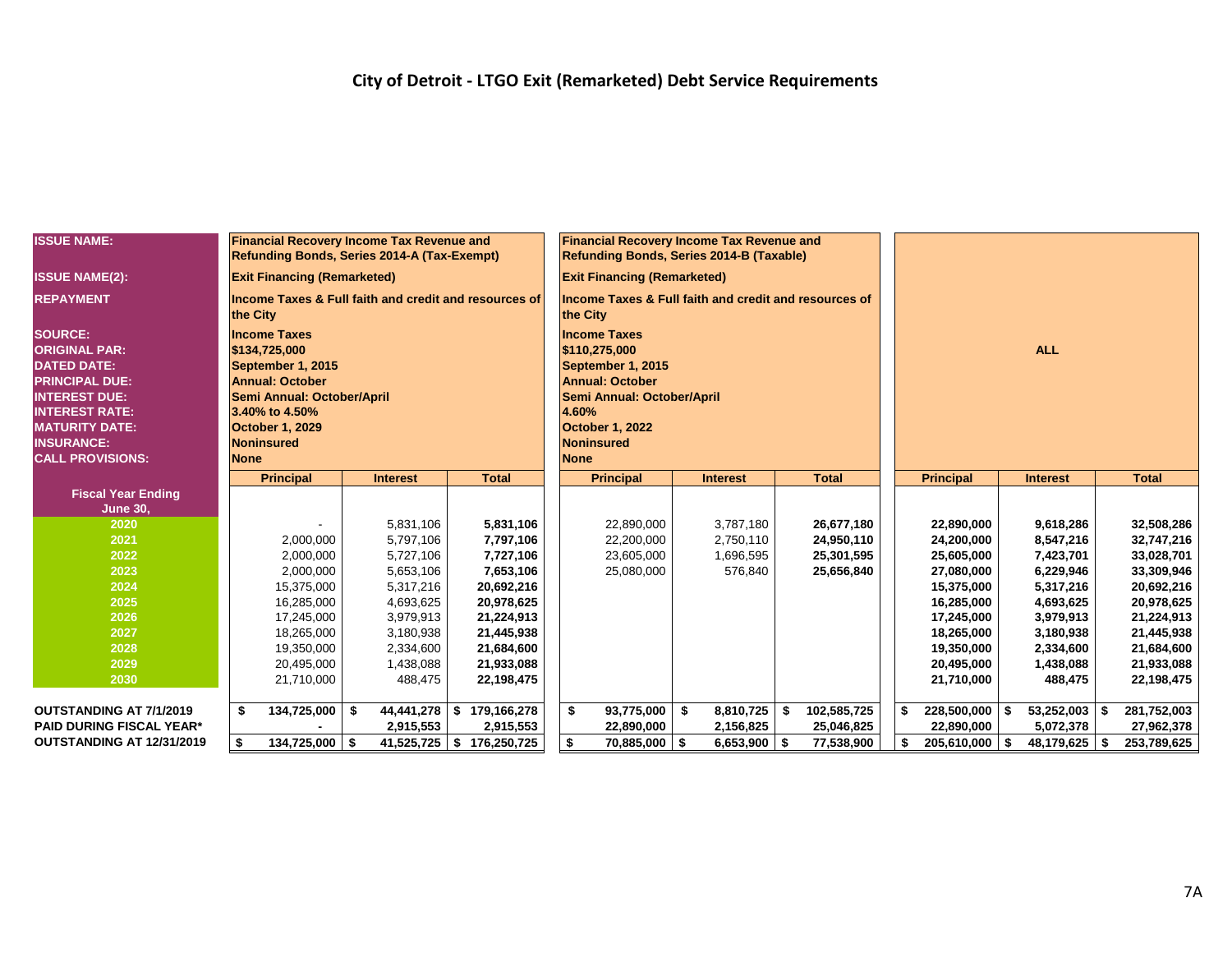# City of Detroit - LTGO Exit (Remarketed) Debt Service Requirements

| ISSUE NAME: | Financial Recovery Income Tax Revenue and Refunding Bonds, Series 2014-A (Tax-Exempt) | | | Financial Recovery Income Tax Revenue and Refunding Bonds, Series 2014-B (Taxable) | | | ALL | | |
|---|---|---|---|---|---|---|---|---|---|
| ISSUE NAME(2): | Exit Financing (Remarketed) | | | Exit Financing (Remarketed) | | | | | |
| REPAYMENT | Income Taxes & Full faith and credit and resources of the City | | | Income Taxes & Full faith and credit and resources of the City | | | | | |
| SOURCE: | Income Taxes | | | Income Taxes | | | | | |
| ORIGINAL PAR: | $134,725,000 | | | $110,275,000 | | | | | |
| DATED DATE: | September 1, 2015 | | | September 1, 2015 | | | | | |
| PRINCIPAL DUE: | Annual: October | | | Annual: October | | | | | |
| INTEREST DUE: | Semi Annual: October/April | | | Semi Annual: October/April | | | | | |
| INTEREST RATE: | 3.40% to 4.50% | | | 4.60% | | | | | |
| MATURITY DATE: | October 1, 2029 | | | October 1, 2022 | | | | | |
| INSURANCE: | Noninsured | | | Noninsured | | | | | |
| CALL PROVISIONS: | None | | | None | | | | | |
| | Principal | Interest | Total | Principal | Interest | Total | Principal | Interest | Total |
| Fiscal Year Ending June 30, | | | | | | | | | |
| 2020 | - | 5,831,106 | 5,831,106 | 22,890,000 | 3,787,180 | 26,677,180 | 22,890,000 | 9,618,286 | 32,508,286 |
| 2021 | 2,000,000 | 5,797,106 | 7,797,106 | 22,200,000 | 2,750,110 | 24,950,110 | 24,200,000 | 8,547,216 | 32,747,216 |
| 2022 | 2,000,000 | 5,727,106 | 7,727,106 | 23,605,000 | 1,696,595 | 25,301,595 | 25,605,000 | 7,423,701 | 33,028,701 |
| 2023 | 2,000,000 | 5,653,106 | 7,653,106 | 25,080,000 | 576,840 | 25,656,840 | 27,080,000 | 6,229,946 | 33,309,946 |
| 2024 | 15,375,000 | 5,317,216 | 20,692,216 | | | | 15,375,000 | 5,317,216 | 20,692,216 |
| 2025 | 16,285,000 | 4,693,625 | 20,978,625 | | | | 16,285,000 | 4,693,625 | 20,978,625 |
| 2026 | 17,245,000 | 3,979,913 | 21,224,913 | | | | 17,245,000 | 3,979,913 | 21,224,913 |
| 2027 | 18,265,000 | 3,180,938 | 21,445,938 | | | | 18,265,000 | 3,180,938 | 21,445,938 |
| 2028 | 19,350,000 | 2,334,600 | 21,684,600 | | | | 19,350,000 | 2,334,600 | 21,684,600 |
| 2029 | 20,495,000 | 1,438,088 | 21,933,088 | | | | 20,495,000 | 1,438,088 | 21,933,088 |
| 2030 | 21,710,000 | 488,475 | 22,198,475 | | | | 21,710,000 | 488,475 | 22,198,475 |
| OUTSTANDING AT 7/1/2019 | $ 134,725,000 | $ 44,441,278 | $ 179,166,278 | $ 93,775,000 | $ 8,810,725 | $ 102,585,725 | $ 228,500,000 | $ 53,252,003 | $ 281,752,003 |
| PAID DURING FISCAL YEAR* | - | 2,915,553 | 2,915,553 | 22,890,000 | 2,156,825 | 25,046,825 | 22,890,000 | 5,072,378 | 27,962,378 |
| OUTSTANDING AT 12/31/2019 | $ 134,725,000 | $ 41,525,725 | $ 176,250,725 | $ 70,885,000 | $ 6,653,900 | $ 77,538,900 | $ 205,610,000 | $ 48,179,625 | $ 253,789,625 |

7A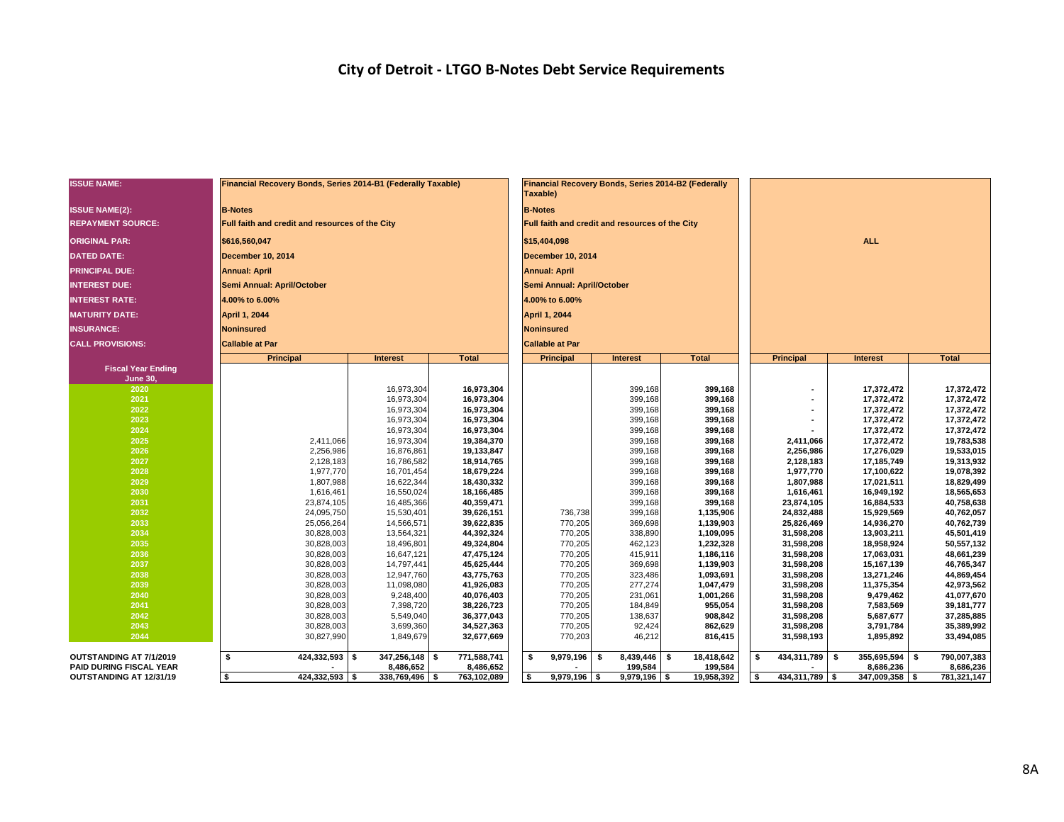# City of Detroit - LTGO B-Notes Debt Service Requirements

| ISSUE NAME: | Financial Recovery Bonds, Series 2014-B1 (Federally Taxable) | | | Financial Recovery Bonds, Series 2014-B2 (Federally Taxable) | | | | | |
|---|---|---|---|---|---|---|---|---|---|
| ISSUE NAME(2): | B-Notes | | | B-Notes | | | | | |
| REPAYMENT SOURCE: | Full faith and credit and resources of the City | | | Full faith and credit and resources of the City | | | | | |
| ORIGINAL PAR: | $616,560,047 | | | $15,404,098 | | | | ALL | |
| DATED DATE: | December 10, 2014 | | | December 10, 2014 | | | | | |
| PRINCIPAL DUE: | Annual: April | | | Annual: April | | | | | |
| INTEREST DUE: | Semi Annual: April/October | | | Semi Annual: April/October | | | | | |
| INTEREST RATE: | 4.00% to 6.00% | | | 4.00% to 6.00% | | | | | |
| MATURITY DATE: | April 1, 2044 | | | April 1, 2044 | | | | | |
| INSURANCE: | Noninsured | | | Noninsured | | | | | |
| CALL PROVISIONS: | Callable at Par | | | Callable at Par | | | | | |
| **Fiscal Year Ending June 30,** | **Principal** | **Interest** | **Total** | **Principal** | **Interest** | **Total** | **Principal** | **Interest** | **Total** |
| 2020 | | 16,973,304 | 16,973,304 | | 399,168 | 399,168 | - | 17,372,472 | 17,372,472 |
| 2021 | | 16,973,304 | 16,973,304 | | 399,168 | 399,168 | - | 17,372,472 | 17,372,472 |
| 2022 | | 16,973,304 | 16,973,304 | | 399,168 | 399,168 | - | 17,372,472 | 17,372,472 |
| 2023 | | 16,973,304 | 16,973,304 | | 399,168 | 399,168 | - | 17,372,472 | 17,372,472 |
| 2024 | | 16,973,304 | 16,973,304 | | 399,168 | 399,168 | - | 17,372,472 | 17,372,472 |
| 2025 | 2,411,066 | 16,973,304 | 19,384,370 | | 399,168 | 399,168 | 2,411,066 | 17,372,472 | 19,783,538 |
| 2026 | 2,256,986 | 16,876,861 | 19,133,847 | | 399,168 | 399,168 | 2,256,986 | 17,276,029 | 19,533,015 |
| 2027 | 2,128,183 | 16,786,582 | 18,914,765 | | 399,168 | 399,168 | 2,128,183 | 17,185,749 | 19,313,932 |
| 2028 | 1,977,770 | 16,701,454 | 18,679,224 | | 399,168 | 399,168 | 1,977,770 | 17,100,622 | 19,078,392 |
| 2029 | 1,807,988 | 16,622,344 | 18,430,332 | | 399,168 | 399,168 | 1,807,988 | 17,021,511 | 18,829,499 |
| 2030 | 1,616,461 | 16,550,024 | 18,166,485 | | 399,168 | 399,168 | 1,616,461 | 16,949,192 | 18,565,653 |
| 2031 | 23,874,105 | 16,485,366 | 40,359,471 | | 399,168 | 399,168 | 23,874,105 | 16,884,533 | 40,758,638 |
| 2032 | 24,095,750 | 15,530,401 | 39,626,151 | 736,738 | 399,168 | 1,135,906 | 24,832,488 | 15,929,569 | 40,762,057 |
| 2033 | 25,056,264 | 14,566,571 | 39,622,835 | 770,205 | 369,698 | 1,139,903 | 25,826,469 | 14,936,270 | 40,762,739 |
| 2034 | 30,828,003 | 13,564,321 | 44,392,324 | 770,205 | 338,890 | 1,109,095 | 31,598,208 | 13,903,211 | 45,501,419 |
| 2035 | 30,828,003 | 18,496,801 | 49,324,804 | 770,205 | 462,123 | 1,232,328 | 31,598,208 | 18,958,924 | 50,557,132 |
| 2036 | 30,828,003 | 16,647,121 | 47,475,124 | 770,205 | 415,911 | 1,186,116 | 31,598,208 | 17,063,031 | 48,661,239 |
| 2037 | 30,828,003 | 14,797,441 | 45,625,444 | 770,205 | 369,698 | 1,139,903 | 31,598,208 | 15,167,139 | 46,765,347 |
| 2038 | 30,828,003 | 12,947,760 | 43,775,763 | 770,205 | 323,486 | 1,093,691 | 31,598,208 | 13,271,246 | 44,869,454 |
| 2039 | 30,828,003 | 11,098,080 | 41,926,083 | 770,205 | 277,274 | 1,047,479 | 31,598,208 | 11,375,354 | 42,973,562 |
| 2040 | 30,828,003 | 9,248,400 | 40,076,403 | 770,205 | 231,061 | 1,001,266 | 31,598,208 | 9,479,462 | 41,077,670 |
| 2041 | 30,828,003 | 7,398,720 | 38,226,723 | 770,205 | 184,849 | 955,054 | 31,598,208 | 7,583,569 | 39,181,777 |
| 2042 | 30,828,003 | 5,549,040 | 36,377,043 | 770,205 | 138,637 | 908,842 | 31,598,208 | 5,687,677 | 37,285,885 |
| 2043 | 30,828,003 | 3,699,360 | 34,527,363 | 770,205 | 92,424 | 862,629 | 31,598,208 | 3,791,784 | 35,389,992 |
| 2044 | 30,827,990 | 1,849,679 | 32,677,669 | 770,203 | 46,212 | 816,415 | 31,598,193 | 1,895,892 | 33,494,085 |
| **OUTSTANDING AT 7/1/2019** | $ 424,332,593 | $ 347,256,148 | $ 771,588,741 | $ 9,979,196 | $ 8,439,446 | $ 18,418,642 | $ 434,311,789 | $ 355,695,594 | $ 790,007,383 |
| **PAID DURING FISCAL YEAR** | - | 8,486,652 | 8,486,652 | - | 199,584 | 199,584 | - | 8,686,236 | 8,686,236 |
| **OUTSTANDING AT 12/31/19** | $ 424,332,593 | $ 338,769,496 | $ 763,102,089 | $ 9,979,196 | $ 9,979,196 | $ 19,958,392 | $ 434,311,789 | $ 347,009,358 | $ 781,321,147 |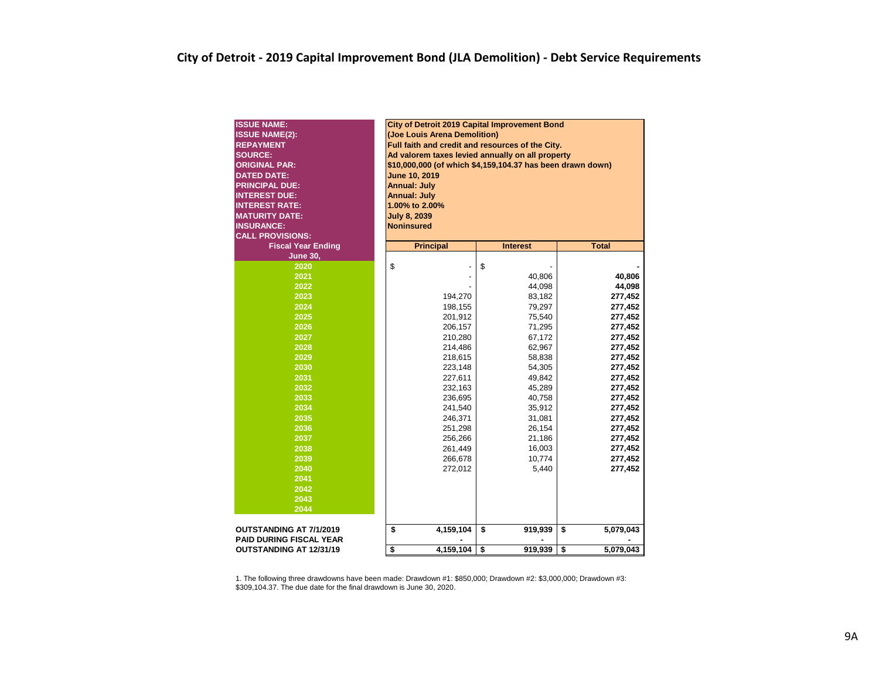# City of Detroit - 2019 Capital Improvement Bond (JLA Demolition) - Debt Service Requirements

| | |
|---|---|
| **ISSUE NAME:** | **City of Detroit 2019 Capital Improvement Bond** |
| **ISSUE NAME(2):** | **(Joe Louis Arena Demolition)** |
| **REPAYMENT** | **Full faith and credit and resources of the City.** |
| **SOURCE:** | **Ad valorem taxes levied annually on all property** |
| **ORIGINAL PAR:** | **$10,000,000 (of which $4,159,104.37 has been drawn down)** |
| **DATED DATE:** | **June 10, 2019** |
| **PRINCIPAL DUE:** | **Annual: July** |
| **INTEREST DUE:** | **Annual: July** |
| **INTEREST RATE:** | **1.00% to 2.00%** |
| **MATURITY DATE:** | **July 8, 2039** |
| **INSURANCE:** | **Noninsured** |
| **CALL PROVISIONS:** | |

| Fiscal Year Ending June 30, | Principal | Interest | Total |
|---|---|---|---|
| 2020 | $ - | $ - | - |
| 2021 | - | 40,806 | **40,806** |
| 2022 | - | 44,098 | **44,098** |
| 2023 | 194,270 | 83,182 | **277,452** |
| 2024 | 198,155 | 79,297 | **277,452** |
| 2025 | 201,912 | 75,540 | **277,452** |
| 2026 | 206,157 | 71,295 | **277,452** |
| 2027 | 210,280 | 67,172 | **277,452** |
| 2028 | 214,486 | 62,967 | **277,452** |
| 2029 | 218,615 | 58,838 | **277,452** |
| 2030 | 223,148 | 54,305 | **277,452** |
| 2031 | 227,611 | 49,842 | **277,452** |
| 2032 | 232,163 | 45,289 | **277,452** |
| 2033 | 236,695 | 40,758 | **277,452** |
| 2034 | 241,540 | 35,912 | **277,452** |
| 2035 | 246,371 | 31,081 | **277,452** |
| 2036 | 251,298 | 26,154 | **277,452** |
| 2037 | 256,266 | 21,186 | **277,452** |
| 2038 | 261,449 | 16,003 | **277,452** |
| 2039 | 266,678 | 10,774 | **277,452** |
| 2040 | 272,012 | 5,440 | **277,452** |
| 2041 | | | |
| 2042 | | | |
| 2043 | | | |
| 2044 | | | |
| **OUTSTANDING AT 7/1/2019** | **$ 4,159,104** | **$ 919,939** | **$ 5,079,043** |
| **PAID DURING FISCAL YEAR** | **-** | **-** | **-** |
| **OUTSTANDING AT 12/31/19** | **$ 4,159,104** | **$ 919,939** | **$ 5,079,043** |

1. The following three drawdowns have been made: Drawdown #1: $850,000; Drawdown #2: $3,000,000; Drawdown #3: $309,104.37. The due date for the final drawdown is June 30, 2020.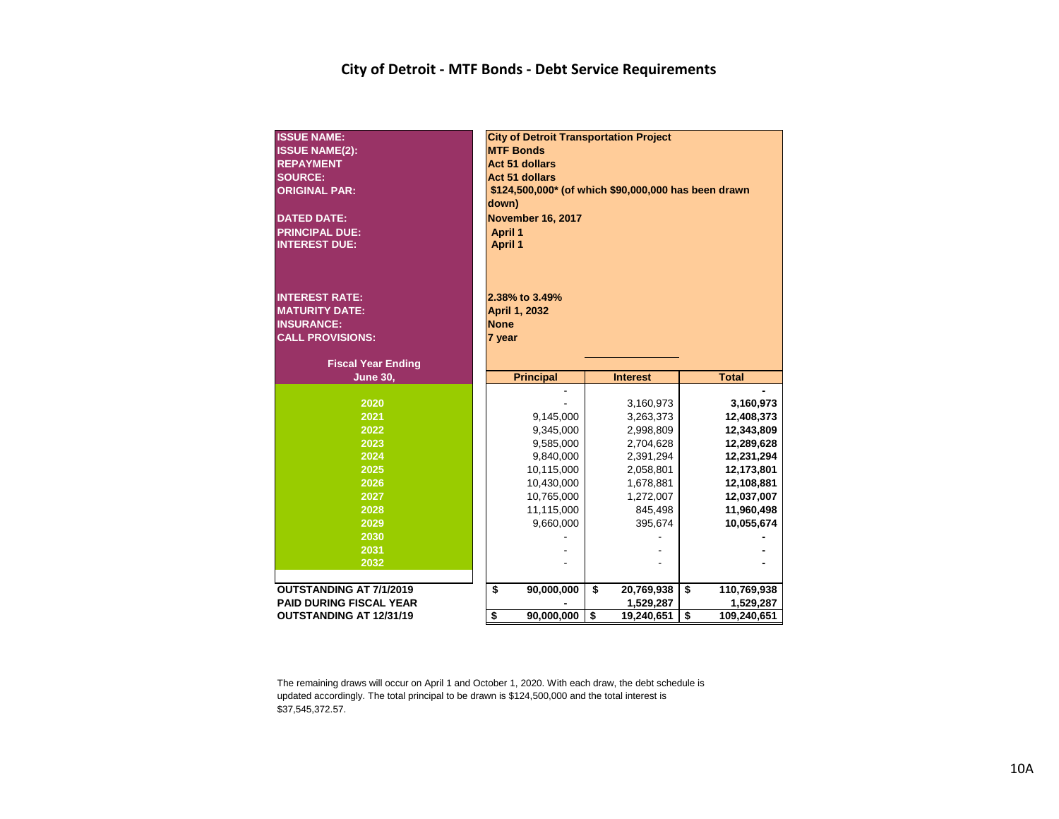# City of Detroit - MTF Bonds - Debt Service Requirements

| | |
|---|---|
| **ISSUE NAME:** | **City of Detroit Transportation Project** |
| **ISSUE NAME(2):** | **MTF Bonds** |
| **REPAYMENT** | **Act 51 dollars** |
| **SOURCE:** | **Act 51 dollars** |
| **ORIGINAL PAR:** | **$124,500,000* (of which $90,000,000 has been drawn down)** |
| **DATED DATE:** | **November 16, 2017** |
| **PRINCIPAL DUE:** | **April 1** |
| **INTEREST DUE:** | **April 1** |
| **INTEREST RATE:** | **2.38% to 3.49%** |
| **MATURITY DATE:** | **April 1, 2032** |
| **INSURANCE:** | **None** |
| **CALL PROVISIONS:** | **7 year** |

| Fiscal Year Ending June 30, | Principal | Interest | Total |
|---|---|---|---|
| | - | - | - |
| 2020 | - | 3,160,973 | **3,160,973** |
| 2021 | 9,145,000 | 3,263,373 | **12,408,373** |
| 2022 | 9,345,000 | 2,998,809 | **12,343,809** |
| 2023 | 9,585,000 | 2,704,628 | **12,289,628** |
| 2024 | 9,840,000 | 2,391,294 | **12,231,294** |
| 2025 | 10,115,000 | 2,058,801 | **12,173,801** |
| 2026 | 10,430,000 | 1,678,881 | **12,108,881** |
| 2027 | 10,765,000 | 1,272,007 | **12,037,007** |
| 2028 | 11,115,000 | 845,498 | **11,960,498** |
| 2029 | 9,660,000 | 395,674 | **10,055,674** |
| 2030 | - | - | **-** |
| 2031 | - | - | **-** |
| 2032 | - | - | **-** |
| **OUTSTANDING AT 7/1/2019** | **$ 90,000,000** | **$ 20,769,938** | **$ 110,769,938** |
| **PAID DURING FISCAL YEAR** | **-** | **1,529,287** | **1,529,287** |
| **OUTSTANDING AT 12/31/19** | **$ 90,000,000** | **$ 19,240,651** | **$ 109,240,651** |

The remaining draws will occur on April 1 and October 1, 2020. With each draw, the debt schedule is updated accordingly. The total principal to be drawn is $124,500,000 and the total interest is $37,545,372.57.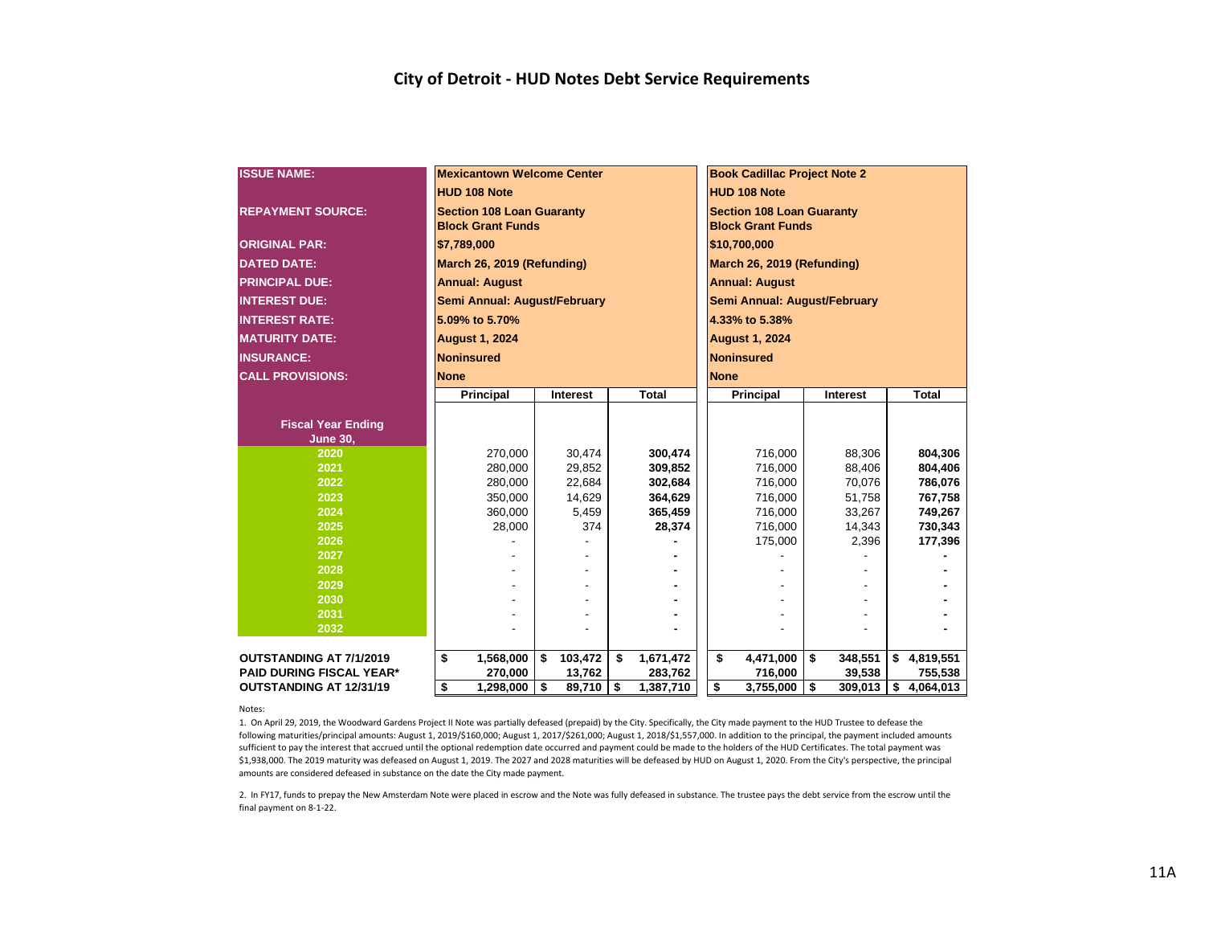# City of Detroit - HUD Notes Debt Service Requirements

| ISSUE NAME: | Mexicantown Welcome Center HUD 108 Note | | | Book Cadillac Project Note 2 HUD 108 Note | | |
|---|---|---|---|---|---|---|
| REPAYMENT SOURCE: | Section 108 Loan Guaranty Block Grant Funds | | | Section 108 Loan Guaranty Block Grant Funds | | |
| ORIGINAL PAR: | $7,789,000 | | | $10,700,000 | | |
| DATED DATE: | March 26, 2019 (Refunding) | | | March 26, 2019 (Refunding) | | |
| PRINCIPAL DUE: | Annual: August | | | Annual: August | | |
| INTEREST DUE: | Semi Annual: August/February | | | Semi Annual: August/February | | |
| INTEREST RATE: | 5.09% to 5.70% | | | 4.33% to 5.38% | | |
| MATURITY DATE: | August 1, 2024 | | | August 1, 2024 | | |
| INSURANCE: | Noninsured | | | Noninsured | | |
| CALL PROVISIONS: | None | | | None | | |
| **Fiscal Year Ending June 30,** | **Principal** | **Interest** | **Total** | **Principal** | **Interest** | **Total** |
| 2020 | 270,000 | 30,474 | **300,474** | 716,000 | 88,306 | **804,306** |
| 2021 | 280,000 | 29,852 | **309,852** | 716,000 | 88,406 | **804,406** |
| 2022 | 280,000 | 22,684 | **302,684** | 716,000 | 70,076 | **786,076** |
| 2023 | 350,000 | 14,629 | **364,629** | 716,000 | 51,758 | **767,758** |
| 2024 | 360,000 | 5,459 | **365,459** | 716,000 | 33,267 | **749,267** |
| 2025 | 28,000 | 374 | **28,374** | 716,000 | 14,343 | **730,343** |
| 2026 | - | - | **-** | 175,000 | 2,396 | **177,396** |
| 2027 | - | - | **-** | - | - | **-** |
| 2028 | - | - | **-** | - | - | **-** |
| 2029 | - | - | **-** | - | - | **-** |
| 2030 | - | - | **-** | - | - | **-** |
| 2031 | - | - | **-** | - | - | **-** |
| 2032 | - | - | **-** | - | - | **-** |
| **OUTSTANDING AT 7/1/2019** | **$ 1,568,000** | **$ 103,472** | **$ 1,671,472** | **$ 4,471,000** | **$ 348,551** | **$ 4,819,551** |
| **PAID DURING FISCAL YEAR*** | **270,000** | **13,762** | **283,762** | **716,000** | **39,538** | **755,538** |
| **OUTSTANDING AT 12/31/19** | **$ 1,298,000** | **$ 89,710** | **$ 1,387,710** | **$ 3,755,000** | **$ 309,013** | **$ 4,064,013** |

Notes:

1. On April 29, 2019, the Woodward Gardens Project II Note was partially defeased (prepaid) by the City. Specifically, the City made payment to the HUD Trustee to defease the following maturities/principal amounts: August 1, 2019/$160,000; August 1, 2017/$261,000; August 1, 2018/$1,557,000. In addition to the principal, the payment included amounts sufficient to pay the interest that accrued until the optional redemption date occurred and payment could be made to the holders of the HUD Certificates. The total payment was $1,938,000. The 2019 maturity was defeased on August 1, 2019. The 2027 and 2028 maturities will be defeased by HUD on August 1, 2020. From the City's perspective, the principal amounts are considered defeased in substance on the date the City made payment.

2. In FY17, funds to prepay the New Amsterdam Note were placed in escrow and the Note was fully defeased in substance. The trustee pays the debt service from the escrow until the final payment on 8-1-22.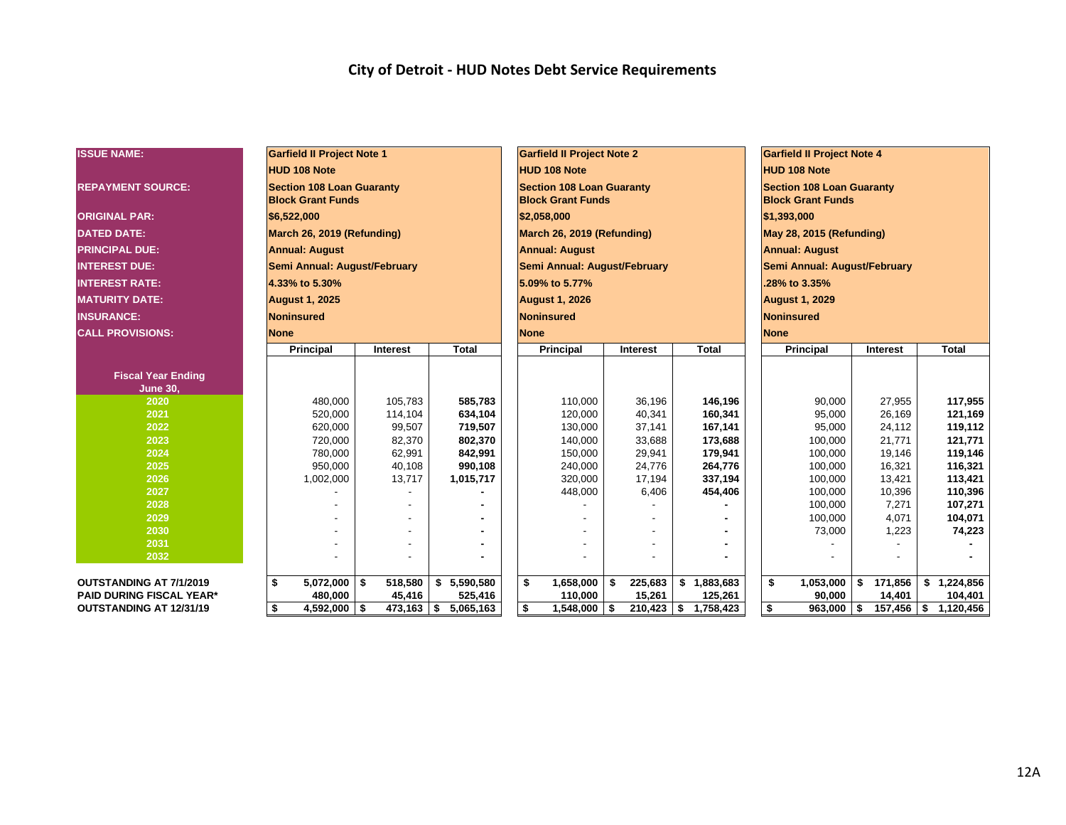# City of Detroit - HUD Notes Debt Service Requirements

| ISSUE NAME: | Garfield II Project Note 1 | | | Garfield II Project Note 2 | | | Garfield II Project Note 4 | | |
|---|---|---|---|---|---|---|---|---|---|
| | HUD 108 Note | | | HUD 108 Note | | | HUD 108 Note | | |
| REPAYMENT SOURCE: | Section 108 Loan Guaranty Block Grant Funds | | | Section 108 Loan Guaranty Block Grant Funds | | | Section 108 Loan Guaranty Block Grant Funds | | |
| ORIGINAL PAR: | $6,522,000 | | | $2,058,000 | | | $1,393,000 | | |
| DATED DATE: | March 26, 2019 (Refunding) | | | March 26, 2019 (Refunding) | | | May 28, 2015 (Refunding) | | |
| PRINCIPAL DUE: | Annual: August | | | Annual: August | | | Annual: August | | |
| INTEREST DUE: | Semi Annual: August/February | | | Semi Annual: August/February | | | Semi Annual: August/February | | |
| INTEREST RATE: | 4.33% to 5.30% | | | 5.09% to 5.77% | | | .28% to 3.35% | | |
| MATURITY DATE: | August 1, 2025 | | | August 1, 2026 | | | August 1, 2029 | | |
| INSURANCE: | Noninsured | | | Noninsured | | | Noninsured | | |
| CALL PROVISIONS: | None | | | None | | | None | | |
| Fiscal Year Ending June 30, | Principal | Interest | Total | Principal | Interest | Total | Principal | Interest | Total |
| 2020 | 480,000 | 105,783 | 585,783 | 110,000 | 36,196 | 146,196 | 90,000 | 27,955 | 117,955 |
| 2021 | 520,000 | 114,104 | 634,104 | 120,000 | 40,341 | 160,341 | 95,000 | 26,169 | 121,169 |
| 2022 | 620,000 | 99,507 | 719,507 | 130,000 | 37,141 | 167,141 | 95,000 | 24,112 | 119,112 |
| 2023 | 720,000 | 82,370 | 802,370 | 140,000 | 33,688 | 173,688 | 100,000 | 21,771 | 121,771 |
| 2024 | 780,000 | 62,991 | 842,991 | 150,000 | 29,941 | 179,941 | 100,000 | 19,146 | 119,146 |
| 2025 | 950,000 | 40,108 | 990,108 | 240,000 | 24,776 | 264,776 | 100,000 | 16,321 | 116,321 |
| 2026 | 1,002,000 | 13,717 | 1,015,717 | 320,000 | 17,194 | 337,194 | 100,000 | 13,421 | 113,421 |
| 2027 | - | - | - | 448,000 | 6,406 | 454,406 | 100,000 | 10,396 | 110,396 |
| 2028 | - | - | - | - | - | - | 100,000 | 7,271 | 107,271 |
| 2029 | - | - | - | - | - | - | 100,000 | 4,071 | 104,071 |
| 2030 | - | - | - | - | - | - | 73,000 | 1,223 | 74,223 |
| 2031 | - | - | - | - | - | - | - | - | - |
| 2032 | - | - | - | - | - | - | - | - | - |
| OUTSTANDING AT 7/1/2019 | $ 5,072,000 | $ 518,580 | $ 5,590,580 | $ 1,658,000 | $ 225,683 | $ 1,883,683 | $ 1,053,000 | $ 171,856 | $ 1,224,856 |
| PAID DURING FISCAL YEAR* | 480,000 | 45,416 | 525,416 | 110,000 | 15,261 | 125,261 | 90,000 | 14,401 | 104,401 |
| OUTSTANDING AT 12/31/19 | $ 4,592,000 | $ 473,163 | $ 5,065,163 | $ 1,548,000 | $ 210,423 | $ 1,758,423 | $ 963,000 | $ 157,456 | $ 1,120,456 |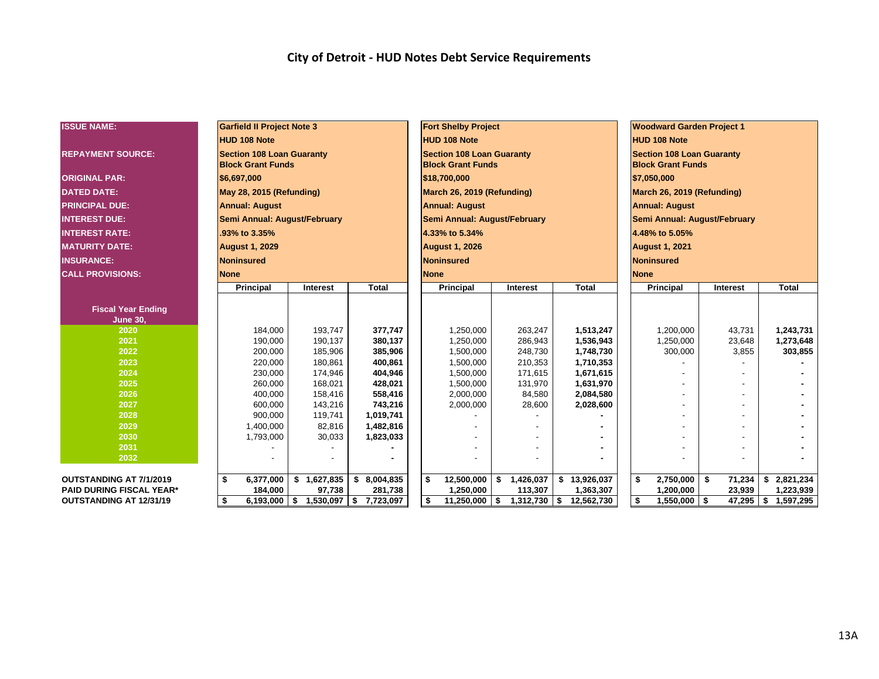# City of Detroit - HUD Notes Debt Service Requirements

| ISSUE NAME: | Garfield II Project Note 3 | | | Fort Shelby Project | | | Woodward Garden Project 1 | | |
|---|---|---|---|---|---|---|---|---|---|
| | HUD 108 Note | | | HUD 108 Note | | | HUD 108 Note | | |
| REPAYMENT SOURCE: | Section 108 Loan Guaranty Block Grant Funds | | | Section 108 Loan Guaranty Block Grant Funds | | | Section 108 Loan Guaranty Block Grant Funds | | |
| ORIGINAL PAR: | $6,697,000 | | | $18,700,000 | | | $7,050,000 | | |
| DATED DATE: | May 28, 2015 (Refunding) | | | March 26, 2019 (Refunding) | | | March 26, 2019 (Refunding) | | |
| PRINCIPAL DUE: | Annual: August | | | Annual: August | | | Annual: August | | |
| INTEREST DUE: | Semi Annual: August/February | | | Semi Annual: August/February | | | Semi Annual: August/February | | |
| INTEREST RATE: | .93% to 3.35% | | | 4.33% to 5.34% | | | 4.48% to 5.05% | | |
| MATURITY DATE: | August 1, 2029 | | | August 1, 2026 | | | August 1, 2021 | | |
| INSURANCE: | Noninsured | | | Noninsured | | | Noninsured | | |
| CALL PROVISIONS: | None | | | None | | | None | | |
| Fiscal Year Ending June 30, | Principal | Interest | Total | Principal | Interest | Total | Principal | Interest | Total |
| 2020 | 184,000 | 193,747 | 377,747 | 1,250,000 | 263,247 | 1,513,247 | 1,200,000 | 43,731 | 1,243,731 |
| 2021 | 190,000 | 190,137 | 380,137 | 1,250,000 | 286,943 | 1,536,943 | 1,250,000 | 23,648 | 1,273,648 |
| 2022 | 200,000 | 185,906 | 385,906 | 1,500,000 | 248,730 | 1,748,730 | 300,000 | 3,855 | 303,855 |
| 2023 | 220,000 | 180,861 | 400,861 | 1,500,000 | 210,353 | 1,710,353 | - | - | - |
| 2024 | 230,000 | 174,946 | 404,946 | 1,500,000 | 171,615 | 1,671,615 | - | - | - |
| 2025 | 260,000 | 168,021 | 428,021 | 1,500,000 | 131,970 | 1,631,970 | - | - | - |
| 2026 | 400,000 | 158,416 | 558,416 | 2,000,000 | 84,580 | 2,084,580 | - | - | - |
| 2027 | 600,000 | 143,216 | 743,216 | 2,000,000 | 28,600 | 2,028,600 | - | - | - |
| 2028 | 900,000 | 119,741 | 1,019,741 | - | - | - | - | - | - |
| 2029 | 1,400,000 | 82,816 | 1,482,816 | - | - | - | - | - | - |
| 2030 | 1,793,000 | 30,033 | 1,823,033 | - | - | - | - | - | - |
| 2031 | - | - | - | - | - | - | - | - | - |
| 2032 | - | - | - | - | - | - | - | - | - |
| OUTSTANDING AT 7/1/2019 | $ 6,377,000 | $ 1,627,835 | $ 8,004,835 | $ 12,500,000 | $ 1,426,037 | $ 13,926,037 | $ 2,750,000 | $ 71,234 | $ 2,821,234 |
| PAID DURING FISCAL YEAR* | 184,000 | 97,738 | 281,738 | 1,250,000 | 113,307 | 1,363,307 | 1,200,000 | 23,939 | 1,223,939 |
| OUTSTANDING AT 12/31/19 | $ 6,193,000 | $ 1,530,097 | $ 7,723,097 | $ 11,250,000 | $ 1,312,730 | $ 12,562,730 | $ 1,550,000 | $ 47,295 | $ 1,597,295 |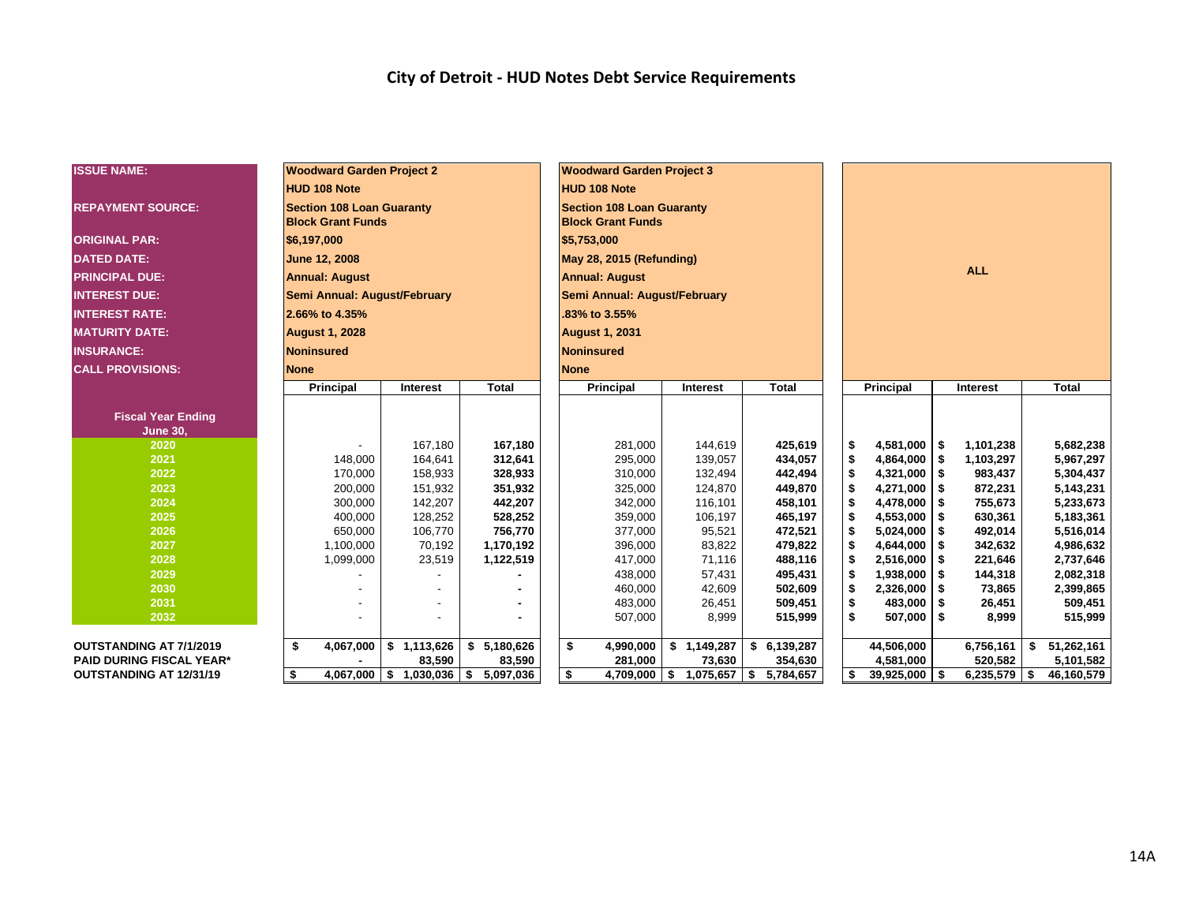# City of Detroit - HUD Notes Debt Service Requirements

| ISSUE NAME: | Woodward Garden Project 2 | | | Woodward Garden Project 3 | | | ALL | | |
|---|---|---|---|---|---|---|---|---|---|
| | HUD 108 Note | | | HUD 108 Note | | | | | |
| REPAYMENT SOURCE: | Section 108 Loan Guaranty Block Grant Funds | | | Section 108 Loan Guaranty Block Grant Funds | | | | | |
| ORIGINAL PAR: | $6,197,000 | | | $5,753,000 | | | | | |
| DATED DATE: | June 12, 2008 | | | May 28, 2015 (Refunding) | | | | | |
| PRINCIPAL DUE: | Annual: August | | | Annual: August | | | | | |
| INTEREST DUE: | Semi Annual: August/February | | | Semi Annual: August/February | | | | | |
| INTEREST RATE: | 2.66% to 4.35% | | | .83% to 3.55% | | | | | |
| MATURITY DATE: | August 1, 2028 | | | August 1, 2031 | | | | | |
| INSURANCE: | Noninsured | | | Noninsured | | | | | |
| CALL PROVISIONS: | None | | | None | | | | | |
| **Fiscal Year Ending June 30,** | **Principal** | **Interest** | **Total** | **Principal** | **Interest** | **Total** | **Principal** | **Interest** | **Total** |
| 2020 | - | 167,180 | 167,180 | 281,000 | 144,619 | 425,619 | $ 4,581,000 | $ 1,101,238 | 5,682,238 |
| 2021 | 148,000 | 164,641 | 312,641 | 295,000 | 139,057 | 434,057 | $ 4,864,000 | $ 1,103,297 | 5,967,297 |
| 2022 | 170,000 | 158,933 | 328,933 | 310,000 | 132,494 | 442,494 | $ 4,321,000 | $ 983,437 | 5,304,437 |
| 2023 | 200,000 | 151,932 | 351,932 | 325,000 | 124,870 | 449,870 | $ 4,271,000 | $ 872,231 | 5,143,231 |
| 2024 | 300,000 | 142,207 | 442,207 | 342,000 | 116,101 | 458,101 | $ 4,478,000 | $ 755,673 | 5,233,673 |
| 2025 | 400,000 | 128,252 | 528,252 | 359,000 | 106,197 | 465,197 | $ 4,553,000 | $ 630,361 | 5,183,361 |
| 2026 | 650,000 | 106,770 | 756,770 | 377,000 | 95,521 | 472,521 | $ 5,024,000 | $ 492,014 | 5,516,014 |
| 2027 | 1,100,000 | 70,192 | 1,170,192 | 396,000 | 83,822 | 479,822 | $ 4,644,000 | $ 342,632 | 4,986,632 |
| 2028 | 1,099,000 | 23,519 | 1,122,519 | 417,000 | 71,116 | 488,116 | $ 2,516,000 | $ 221,646 | 2,737,646 |
| 2029 | - | - | - | 438,000 | 57,431 | 495,431 | $ 1,938,000 | $ 144,318 | 2,082,318 |
| 2030 | - | - | - | 460,000 | 42,609 | 502,609 | $ 2,326,000 | $ 73,865 | 2,399,865 |
| 2031 | - | - | - | 483,000 | 26,451 | 509,451 | $ 483,000 | $ 26,451 | 509,451 |
| 2032 | - | - | - | 507,000 | 8,999 | 515,999 | $ 507,000 | $ 8,999 | 515,999 |
| OUTSTANDING AT 7/1/2019 | $ 4,067,000 | $ 1,113,626 | $ 5,180,626 | $ 4,990,000 | $ 1,149,287 | $ 6,139,287 | 44,506,000 | 6,756,161 | $ 51,262,161 |
| PAID DURING FISCAL YEAR* | - | 83,590 | 83,590 | 281,000 | 73,630 | 354,630 | 4,581,000 | 520,582 | 5,101,582 |
| OUTSTANDING AT 12/31/19 | $ 4,067,000 | $ 1,030,036 | $ 5,097,036 | $ 4,709,000 | $ 1,075,657 | $ 5,784,657 | $ 39,925,000 | $ 6,235,579 | $ 46,160,579 |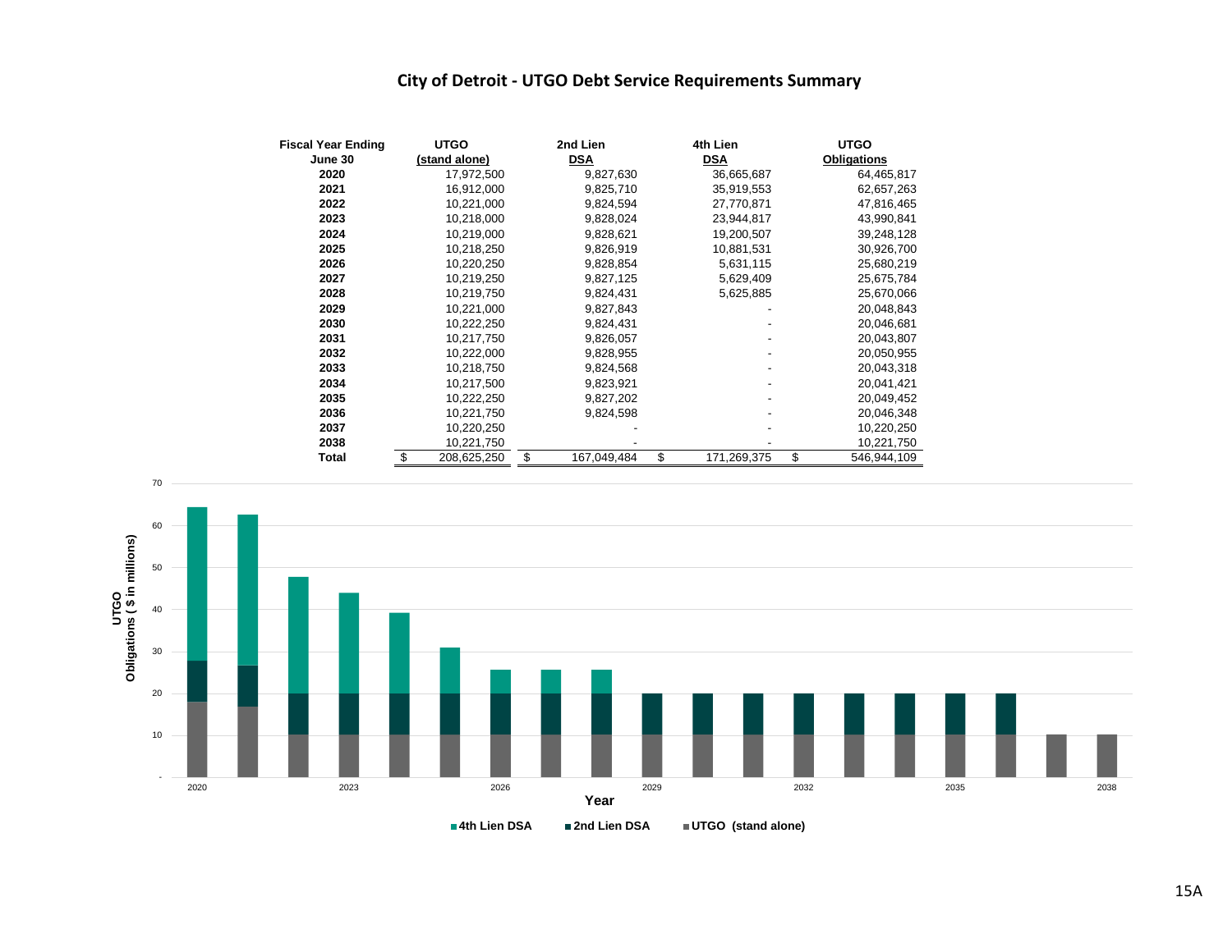# City of Detroit - UTGO Debt Service Requirements Summary

| Fiscal Year Ending June 30 | UTGO (stand alone) | 2nd Lien DSA | 4th Lien DSA | UTGO Obligations |
|---|---|---|---|---|
| 2020 | 17,972,500 | 9,827,630 | 36,665,687 | 64,465,817 |
| 2021 | 16,912,000 | 9,825,710 | 35,919,553 | 62,657,263 |
| 2022 | 10,221,000 | 9,824,594 | 27,770,871 | 47,816,465 |
| 2023 | 10,218,000 | 9,828,024 | 23,944,817 | 43,990,841 |
| 2024 | 10,219,000 | 9,828,621 | 19,200,507 | 39,248,128 |
| 2025 | 10,218,250 | 9,826,919 | 10,881,531 | 30,926,700 |
| 2026 | 10,220,250 | 9,828,854 | 5,631,115 | 25,680,219 |
| 2027 | 10,219,250 | 9,827,125 | 5,629,409 | 25,675,784 |
| 2028 | 10,219,750 | 9,824,431 | 5,625,885 | 25,670,066 |
| 2029 | 10,221,000 | 9,827,843 | - | 20,048,843 |
| 2030 | 10,222,250 | 9,824,431 | - | 20,046,681 |
| 2031 | 10,217,750 | 9,826,057 | - | 20,043,807 |
| 2032 | 10,222,000 | 9,828,955 | - | 20,050,955 |
| 2033 | 10,218,750 | 9,824,568 | - | 20,043,318 |
| 2034 | 10,217,500 | 9,823,921 | - | 20,041,421 |
| 2035 | 10,222,250 | 9,827,202 | - | 20,049,452 |
| 2036 | 10,221,750 | 9,824,598 | - | 20,046,348 |
| 2037 | 10,220,250 | - | - | 10,220,250 |
| 2038 | 10,221,750 | - | - | 10,221,750 |
| **Total** | $ 208,625,250 | $ 167,049,484 | $ 171,269,375 | $ 546,944,109 |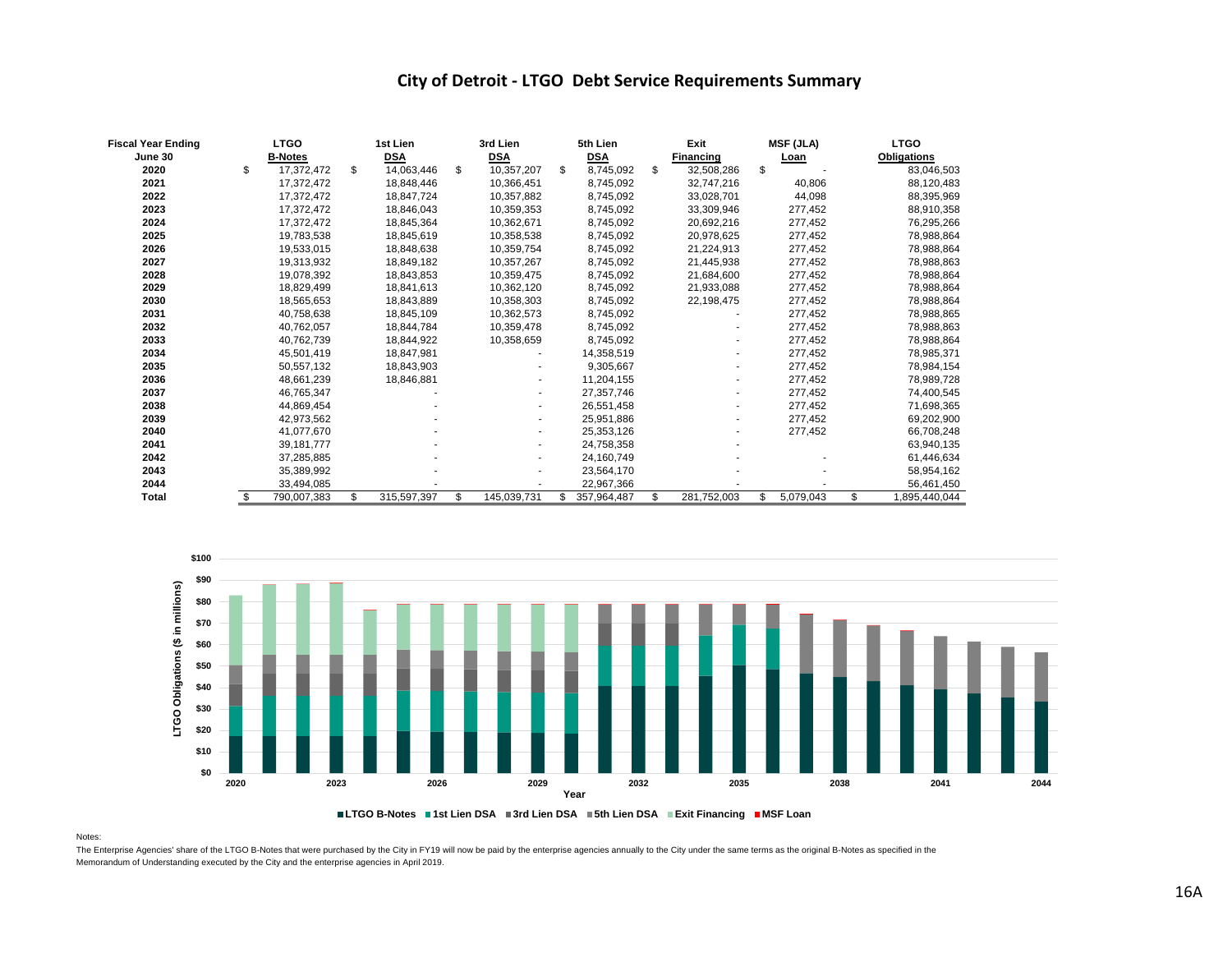# City of Detroit - LTGO Debt Service Requirements Summary

| Fiscal Year Ending June 30 | LTGO B-Notes | 1st Lien DSA | 3rd Lien DSA | 5th Lien DSA | Exit Financing | MSF (JLA) Loan | LTGO Obligations |
|---|---|---|---|---|---|---|---|
| 2020 | $ 17,372,472 | $ 14,063,446 | $ 10,357,207 | $ 8,745,092 | $ 32,508,286 | $ - | 83,046,503 |
| 2021 | 17,372,472 | 18,848,446 | 10,366,451 | 8,745,092 | 32,747,216 | 40,806 | 88,120,483 |
| 2022 | 17,372,472 | 18,847,724 | 10,357,882 | 8,745,092 | 33,028,701 | 44,098 | 88,395,969 |
| 2023 | 17,372,472 | 18,846,043 | 10,359,353 | 8,745,092 | 33,309,946 | 277,452 | 88,910,358 |
| 2024 | 17,372,472 | 18,845,364 | 10,362,671 | 8,745,092 | 20,692,216 | 277,452 | 76,295,266 |
| 2025 | 19,783,538 | 18,845,619 | 10,358,538 | 8,745,092 | 20,978,625 | 277,452 | 78,988,864 |
| 2026 | 19,533,015 | 18,848,638 | 10,359,754 | 8,745,092 | 21,224,913 | 277,452 | 78,988,864 |
| 2027 | 19,313,932 | 18,849,182 | 10,357,267 | 8,745,092 | 21,445,938 | 277,452 | 78,988,863 |
| 2028 | 19,078,392 | 18,843,853 | 10,359,475 | 8,745,092 | 21,684,600 | 277,452 | 78,988,864 |
| 2029 | 18,829,499 | 18,841,613 | 10,362,120 | 8,745,092 | 21,933,088 | 277,452 | 78,988,864 |
| 2030 | 18,565,653 | 18,843,889 | 10,358,303 | 8,745,092 | 22,198,475 | 277,452 | 78,988,864 |
| 2031 | 40,758,638 | 18,845,109 | 10,362,573 | 8,745,092 | - | 277,452 | 78,988,865 |
| 2032 | 40,762,057 | 18,844,784 | 10,359,478 | 8,745,092 | - | 277,452 | 78,988,863 |
| 2033 | 40,762,739 | 18,844,922 | 10,358,659 | 8,745,092 | - | 277,452 | 78,988,864 |
| 2034 | 45,501,419 | 18,847,981 | - | 14,358,519 | - | 277,452 | 78,985,371 |
| 2035 | 50,557,132 | 18,843,903 | - | 9,305,667 | - | 277,452 | 78,984,154 |
| 2036 | 48,661,239 | 18,846,881 | - | 11,204,155 | - | 277,452 | 78,989,728 |
| 2037 | 46,765,347 | - | - | 27,357,746 | - | 277,452 | 74,400,545 |
| 2038 | 44,869,454 | - | - | 26,551,458 | - | 277,452 | 71,698,365 |
| 2039 | 42,973,562 | - | - | 25,951,886 | - | 277,452 | 69,202,900 |
| 2040 | 41,077,670 | - | - | 25,353,126 | - | 277,452 | 66,708,248 |
| 2041 | 39,181,777 | - | - | 24,758,358 | - | | 63,940,135 |
| 2042 | 37,285,885 | - | - | 24,160,749 | - | - | 61,446,634 |
| 2043 | 35,389,992 | - | - | 23,564,170 | - | - | 58,954,162 |
| 2044 | 33,494,085 | - | - | 22,967,366 | - | - | 56,461,450 |
| **Total** | $ 790,007,383 | $ 315,597,397 | $ 145,039,731 | $ 357,964,487 | $ 281,752,003 | $ 5,079,043 | $ 1,895,440,044 |

LTGO Obligations ($ in millions)

$100
$90
$80
$70
$60
$50
$40
$30
$20
$10
$0

2020 2023 2026 2029 2032 2035 2038 2041 2044

Year

LTGO B-Notes, 1st Lien DSA, 3rd Lien DSA, 5th Lien DSA, Exit Financing, MSF Loan

Notes:

The Enterprise Agencies' share of the LTGO B-Notes that were purchased by the City in FY19 will now be paid by the enterprise agencies annually to the City under the same terms as the original B-Notes as specified in the Memorandum of Understanding executed by the City and the enterprise agencies in April 2019.